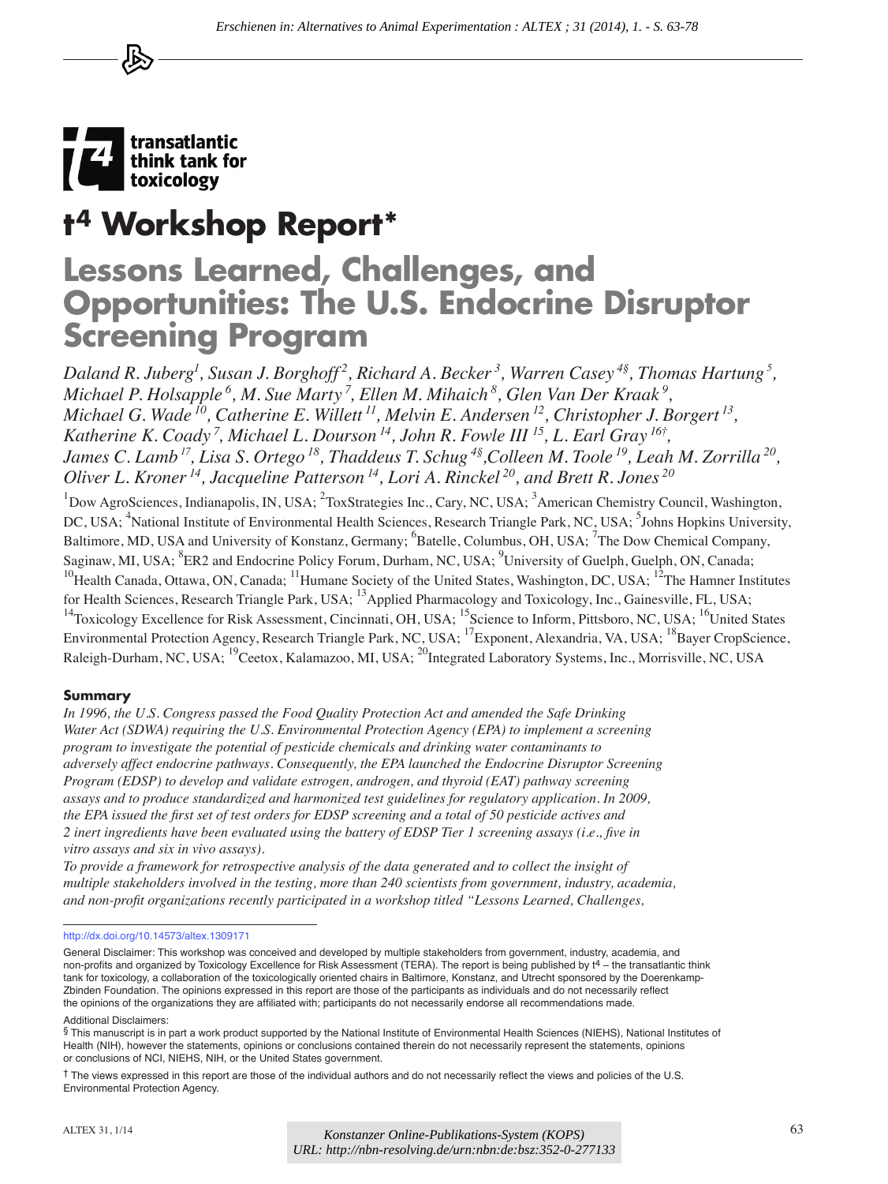Erschienen in: Alternatives to Animal Experimentation : ALTEX ; 31 (2014), 1. - S. 63-78

transatlantic think tank for toxicology

# t⁴ Workshop Report*

# Lessons Learned, Challenges, and Opportunities: The U.S. Endocrine Disruptor Screening Program

*Daland R. Juberg[1], Susan J. Borghoff[2], Richard A. Becker[3], Warren Casey[4§], Thomas Hartung[5], Michael P. Holsapple[6], M. Sue Marty[7], Ellen M. Mihaich[8], Glen Van Der Kraak[9], Michael G. Wade[10], Catherine E. Willett[11], Melvin E. Andersen[12], Christopher J. Borgert[13], Katherine K. Coady[7], Michael L. Dourson[14], John R. Fowle III[15], L. Earl Gray[16†], James C. Lamb[17], Lisa S. Ortego[18], Thaddeus T. Schug[4§], Colleen M. Toole[19], Leah M. Zorrilla[20], Oliver L. Kroner[14], Jacqueline Patterson[14], Lori A. Rinckel[20], and Brett R. Jones[20]*

[1]Dow AgroSciences, Indianapolis, IN, USA; [2]ToxStrategies Inc., Cary, NC, USA; [3]American Chemistry Council, Washington, DC, USA; [4]National Institute of Environmental Health Sciences, Research Triangle Park, NC, USA; [5]Johns Hopkins University, Baltimore, MD, USA and University of Konstanz, Germany; [6]Batelle, Columbus, OH, USA; [7]The Dow Chemical Company, Saginaw, MI, USA; [8]ER2 and Endocrine Policy Forum, Durham, NC, USA; [9]University of Guelph, Guelph, ON, Canada; [10]Health Canada, Ottawa, ON, Canada; [11]Humane Society of the United States, Washington, DC, USA; [12]The Hamner Institutes for Health Sciences, Research Triangle Park, USA; [13]Applied Pharmacology and Toxicology, Inc., Gainesville, FL, USA; [14]Toxicology Excellence for Risk Assessment, Cincinnati, OH, USA; [15]Science to Inform, Pittsboro, NC, USA; [16]United States Environmental Protection Agency, Research Triangle Park, NC, USA; [17]Exponent, Alexandria, VA, USA; [18]Bayer CropScience, Raleigh-Durham, NC, USA; [19]Ceetox, Kalamazoo, MI, USA; [20]Integrated Laboratory Systems, Inc., Morrisville, NC, USA

### Summary

*In 1996, the U.S. Congress passed the Food Quality Protection Act and amended the Safe Drinking Water Act (SDWA) requiring the U.S. Environmental Protection Agency (EPA) to implement a screening program to investigate the potential of pesticide chemicals and drinking water contaminants to adversely affect endocrine pathways. Consequently, the EPA launched the Endocrine Disruptor Screening Program (EDSP) to develop and validate estrogen, androgen, and thyroid (EAT) pathway screening assays and to produce standardized and harmonized test guidelines for regulatory application. In 2009, the EPA issued the first set of test orders for EDSP screening and a total of 50 pesticide actives and 2 inert ingredients have been evaluated using the battery of EDSP Tier 1 screening assays (i.e., five in vitro assays and six in vivo assays).*

*To provide a framework for retrospective analysis of the data generated and to collect the insight of multiple stakeholders involved in the testing, more than 240 scientists from government, industry, academia, and non-profit organizations recently participated in a workshop titled "Lessons Learned, Challenges,*

---

http://dx.doi.org/10.14573/altex.1309171

General Disclaimer: This workshop was conceived and developed by multiple stakeholders from government, industry, academia, and non-profits and organized by Toxicology Excellence for Risk Assessment (TERA). The report is being published by t⁴ – the transatlantic think tank for toxicology, a collaboration of the toxicologically oriented chairs in Baltimore, Konstanz, and Utrecht sponsored by the Doerenkamp-Zbinden Foundation. The opinions expressed in this report are those of the participants as individuals and do not necessarily reflect the opinions of the organizations they are affiliated with; participants do not necessarily endorse all recommendations made.

Additional Disclaimers:

§ This manuscript is in part a work product supported by the National Institute of Environmental Health Sciences (NIEHS), National Institutes of Health (NIH), however the statements, opinions or conclusions contained therein do not necessarily represent the statements, opinions or conclusions of NCI, NIEHS, NIH, or the United States government.

† The views expressed in this report are those of the individual authors and do not necessarily reflect the views and policies of the U.S. Environmental Protection Agency.

Konstanzer Online-Publikations-System (KOPS)
URL: http://nbn-resolving.de/urn:nbn:de:bsz:352-0-277133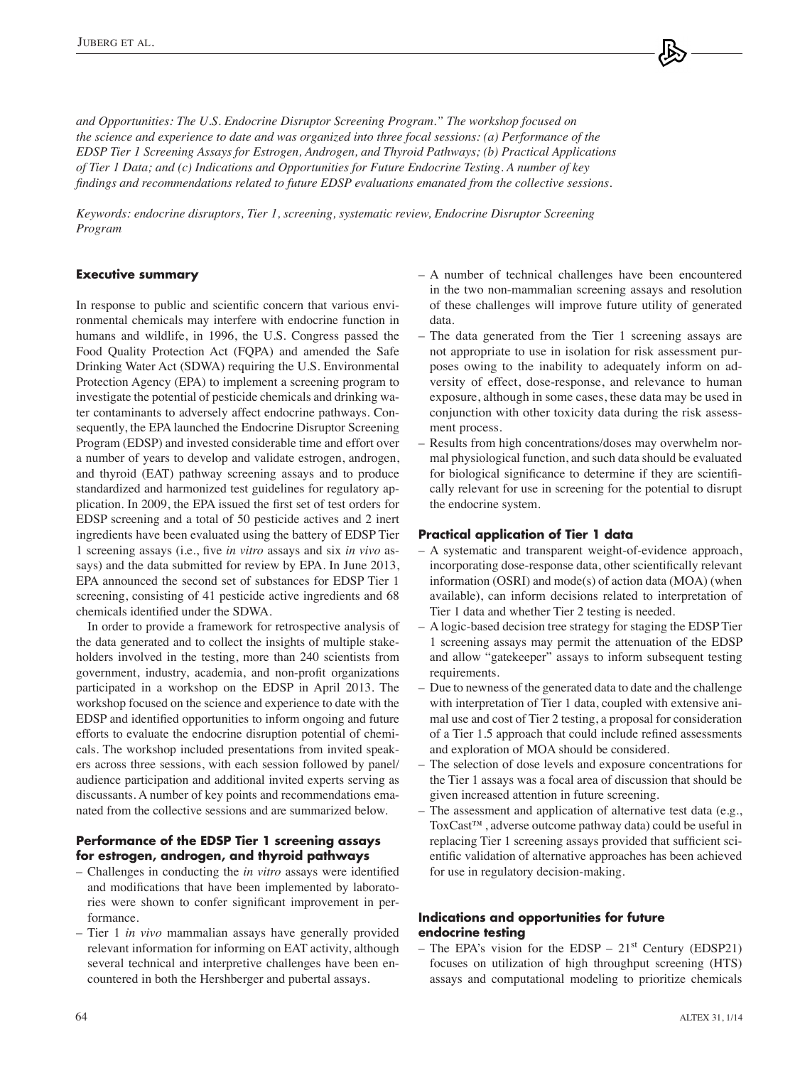*and Opportunities: The U.S. Endocrine Disruptor Screening Program." The workshop focused on the science and experience to date and was organized into three focal sessions: (a) Performance of the EDSP Tier 1 Screening Assays for Estrogen, Androgen, and Thyroid Pathways; (b) Practical Applications of Tier 1 Data; and (c) Indications and Opportunities for Future Endocrine Testing. A number of key findings and recommendations related to future EDSP evaluations emanated from the collective sessions.*

*Keywords: endocrine disruptors, Tier 1, screening, systematic review, Endocrine Disruptor Screening Program*

## Executive summary

In response to public and scientific concern that various environmental chemicals may interfere with endocrine function in humans and wildlife, in 1996, the U.S. Congress passed the Food Quality Protection Act (FQPA) and amended the Safe Drinking Water Act (SDWA) requiring the U.S. Environmental Protection Agency (EPA) to implement a screening program to investigate the potential of pesticide chemicals and drinking water contaminants to adversely affect endocrine pathways. Consequently, the EPA launched the Endocrine Disruptor Screening Program (EDSP) and invested considerable time and effort over a number of years to develop and validate estrogen, androgen, and thyroid (EAT) pathway screening assays and to produce standardized and harmonized test guidelines for regulatory application. In 2009, the EPA issued the first set of test orders for EDSP screening and a total of 50 pesticide actives and 2 inert ingredients have been evaluated using the battery of EDSP Tier 1 screening assays (i.e., five *in vitro* assays and six *in vivo* assays) and the data submitted for review by EPA. In June 2013, EPA announced the second set of substances for EDSP Tier 1 screening, consisting of 41 pesticide active ingredients and 68 chemicals identified under the SDWA.

In order to provide a framework for retrospective analysis of the data generated and to collect the insights of multiple stakeholders involved in the testing, more than 240 scientists from government, industry, academia, and non-profit organizations participated in a workshop on the EDSP in April 2013. The workshop focused on the science and experience to date with the EDSP and identified opportunities to inform ongoing and future efforts to evaluate the endocrine disruption potential of chemicals. The workshop included presentations from invited speakers across three sessions, with each session followed by panel/audience participation and additional invited experts serving as discussants. A number of key points and recommendations emanated from the collective sessions and are summarized below.

### Performance of the EDSP Tier 1 screening assays for estrogen, androgen, and thyroid pathways

- Challenges in conducting the *in vitro* assays were identified and modifications that have been implemented by laboratories were shown to confer significant improvement in performance.
- Tier 1 *in vivo* mammalian assays have generally provided relevant information for informing on EAT activity, although several technical and interpretive challenges have been encountered in both the Hershberger and pubertal assays.
- A number of technical challenges have been encountered in the two non-mammalian screening assays and resolution of these challenges will improve future utility of generated data.
- The data generated from the Tier 1 screening assays are not appropriate to use in isolation for risk assessment purposes owing to the inability to adequately inform on adversity of effect, dose-response, and relevance to human exposure, although in some cases, these data may be used in conjunction with other toxicity data during the risk assessment process.
- Results from high concentrations/doses may overwhelm normal physiological function, and such data should be evaluated for biological significance to determine if they are scientifically relevant for use in screening for the potential to disrupt the endocrine system.

### Practical application of Tier 1 data

- A systematic and transparent weight-of-evidence approach, incorporating dose-response data, other scientifically relevant information (OSRI) and mode(s) of action data (MOA) (when available), can inform decisions related to interpretation of Tier 1 data and whether Tier 2 testing is needed.
- A logic-based decision tree strategy for staging the EDSP Tier 1 screening assays may permit the attenuation of the EDSP and allow "gatekeeper" assays to inform subsequent testing requirements.
- Due to newness of the generated data to date and the challenge with interpretation of Tier 1 data, coupled with extensive animal use and cost of Tier 2 testing, a proposal for consideration of a Tier 1.5 approach that could include refined assessments and exploration of MOA should be considered.
- The selection of dose levels and exposure concentrations for the Tier 1 assays was a focal area of discussion that should be given increased attention in future screening.
- The assessment and application of alternative test data (e.g., ToxCast™, adverse outcome pathway data) could be useful in replacing Tier 1 screening assays provided that sufficient scientific validation of alternative approaches has been achieved for use in regulatory decision-making.

### Indications and opportunities for future endocrine testing

- The EPA's vision for the EDSP – 21st Century (EDSP21) focuses on utilization of high throughput screening (HTS) assays and computational modeling to prioritize chemicals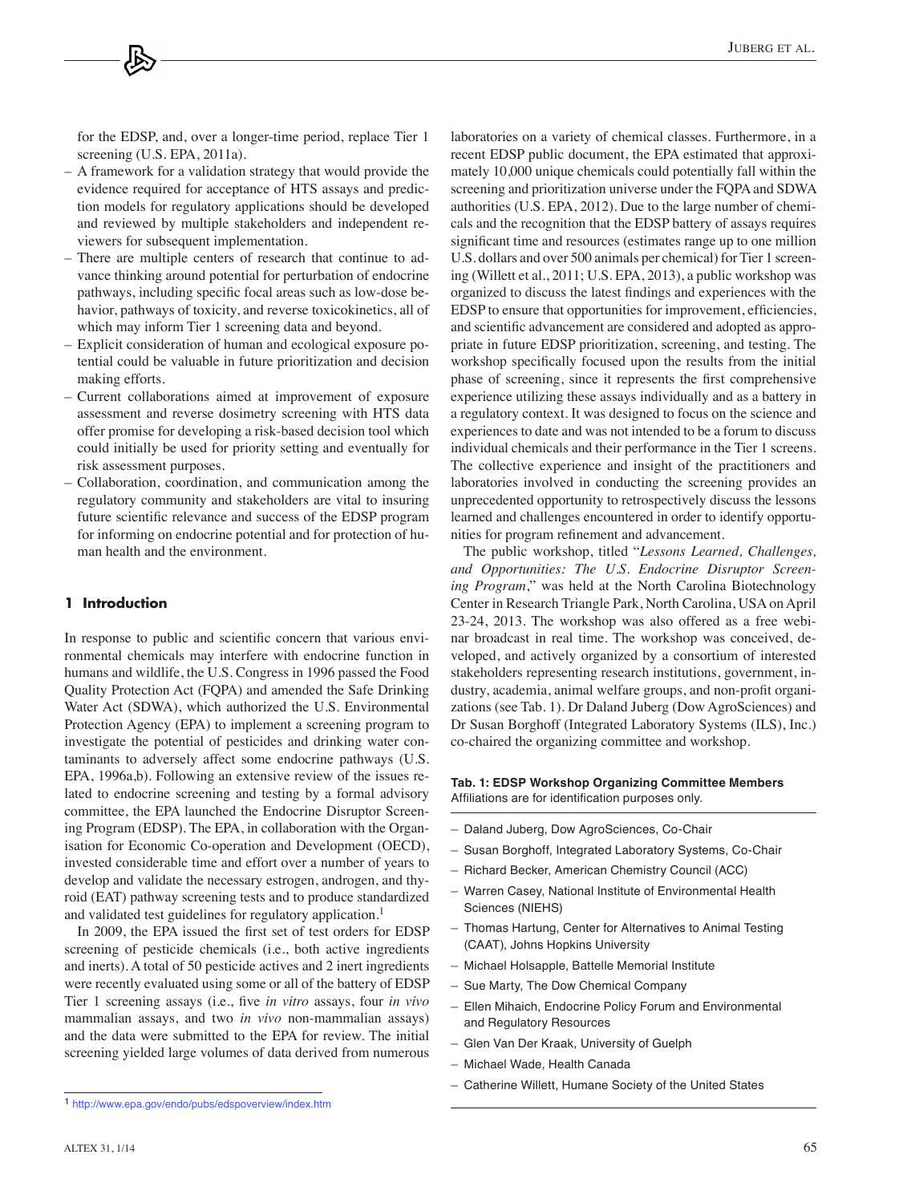for the EDSP, and, over a longer-time period, replace Tier 1 screening (U.S. EPA, 2011a).

- A framework for a validation strategy that would provide the evidence required for acceptance of HTS assays and prediction models for regulatory applications should be developed and reviewed by multiple stakeholders and independent reviewers for subsequent implementation.
- There are multiple centers of research that continue to advance thinking around potential for perturbation of endocrine pathways, including specific focal areas such as low-dose behavior, pathways of toxicity, and reverse toxicokinetics, all of which may inform Tier 1 screening data and beyond.
- Explicit consideration of human and ecological exposure potential could be valuable in future prioritization and decision making efforts.
- Current collaborations aimed at improvement of exposure assessment and reverse dosimetry screening with HTS data offer promise for developing a risk-based decision tool which could initially be used for priority setting and eventually for risk assessment purposes.
- Collaboration, coordination, and communication among the regulatory community and stakeholders are vital to insuring future scientific relevance and success of the EDSP program for informing on endocrine potential and for protection of human health and the environment.

## 1 Introduction

In response to public and scientific concern that various environmental chemicals may interfere with endocrine function in humans and wildlife, the U.S. Congress in 1996 passed the Food Quality Protection Act (FQPA) and amended the Safe Drinking Water Act (SDWA), which authorized the U.S. Environmental Protection Agency (EPA) to implement a screening program to investigate the potential of pesticides and drinking water contaminants to adversely affect some endocrine pathways (U.S. EPA, 1996a,b). Following an extensive review of the issues related to endocrine screening and testing by a formal advisory committee, the EPA launched the Endocrine Disruptor Screening Program (EDSP). The EPA, in collaboration with the Organisation for Economic Co-operation and Development (OECD), invested considerable time and effort over a number of years to develop and validate the necessary estrogen, androgen, and thyroid (EAT) pathway screening tests and to produce standardized and validated test guidelines for regulatory application.[1]

In 2009, the EPA issued the first set of test orders for EDSP screening of pesticide chemicals (i.e., both active ingredients and inerts). A total of 50 pesticide actives and 2 inert ingredients were recently evaluated using some or all of the battery of EDSP Tier 1 screening assays (i.e., five *in vitro* assays, four *in vivo* mammalian assays, and two *in vivo* non-mammalian assays) and the data were submitted to the EPA for review. The initial screening yielded large volumes of data derived from numerous laboratories on a variety of chemical classes. Furthermore, in a recent EDSP public document, the EPA estimated that approximately 10,000 unique chemicals could potentially fall within the screening and prioritization universe under the FQPA and SDWA authorities (U.S. EPA, 2012). Due to the large number of chemicals and the recognition that the EDSP battery of assays requires significant time and resources (estimates range up to one million U.S. dollars and over 500 animals per chemical) for Tier 1 screening (Willett et al., 2011; U.S. EPA, 2013), a public workshop was organized to discuss the latest findings and experiences with the EDSP to ensure that opportunities for improvement, efficiencies, and scientific advancement are considered and adopted as appropriate in future EDSP prioritization, screening, and testing. The workshop specifically focused upon the results from the initial phase of screening, since it represents the first comprehensive experience utilizing these assays individually and as a battery in a regulatory context. It was designed to focus on the science and experiences to date and was not intended to be a forum to discuss individual chemicals and their performance in the Tier 1 screens. The collective experience and insight of the practitioners and laboratories involved in conducting the screening provides an unprecedented opportunity to retrospectively discuss the lessons learned and challenges encountered in order to identify opportunities for program refinement and advancement.

The public workshop, titled "*Lessons Learned, Challenges, and Opportunities: The U.S. Endocrine Disruptor Screening Program*," was held at the North Carolina Biotechnology Center in Research Triangle Park, North Carolina, USA on April 23-24, 2013. The workshop was also offered as a free webinar broadcast in real time. The workshop was conceived, developed, and actively organized by a consortium of interested stakeholders representing research institutions, government, industry, academia, animal welfare groups, and non-profit organizations (see Tab. 1). Dr Daland Juberg (Dow AgroSciences) and Dr Susan Borghoff (Integrated Laboratory Systems (ILS), Inc.) co-chaired the organizing committee and workshop.

**Tab. 1: EDSP Workshop Organizing Committee Members**
Affiliations are for identification purposes only.

- Daland Juberg, Dow AgroSciences, Co-Chair
- Susan Borghoff, Integrated Laboratory Systems, Co-Chair
- Richard Becker, American Chemistry Council (ACC)
- Warren Casey, National Institute of Environmental Health Sciences (NIEHS)
- Thomas Hartung, Center for Alternatives to Animal Testing (CAAT), Johns Hopkins University
- Michael Holsapple, Battelle Memorial Institute
- Sue Marty, The Dow Chemical Company
- Ellen Mihaich, Endocrine Policy Forum and Environmental and Regulatory Resources
- Glen Van Der Kraak, University of Guelph
- Michael Wade, Health Canada
- Catherine Willett, Humane Society of the United States

[1] http://www.epa.gov/endo/pubs/edspoverview/index.htm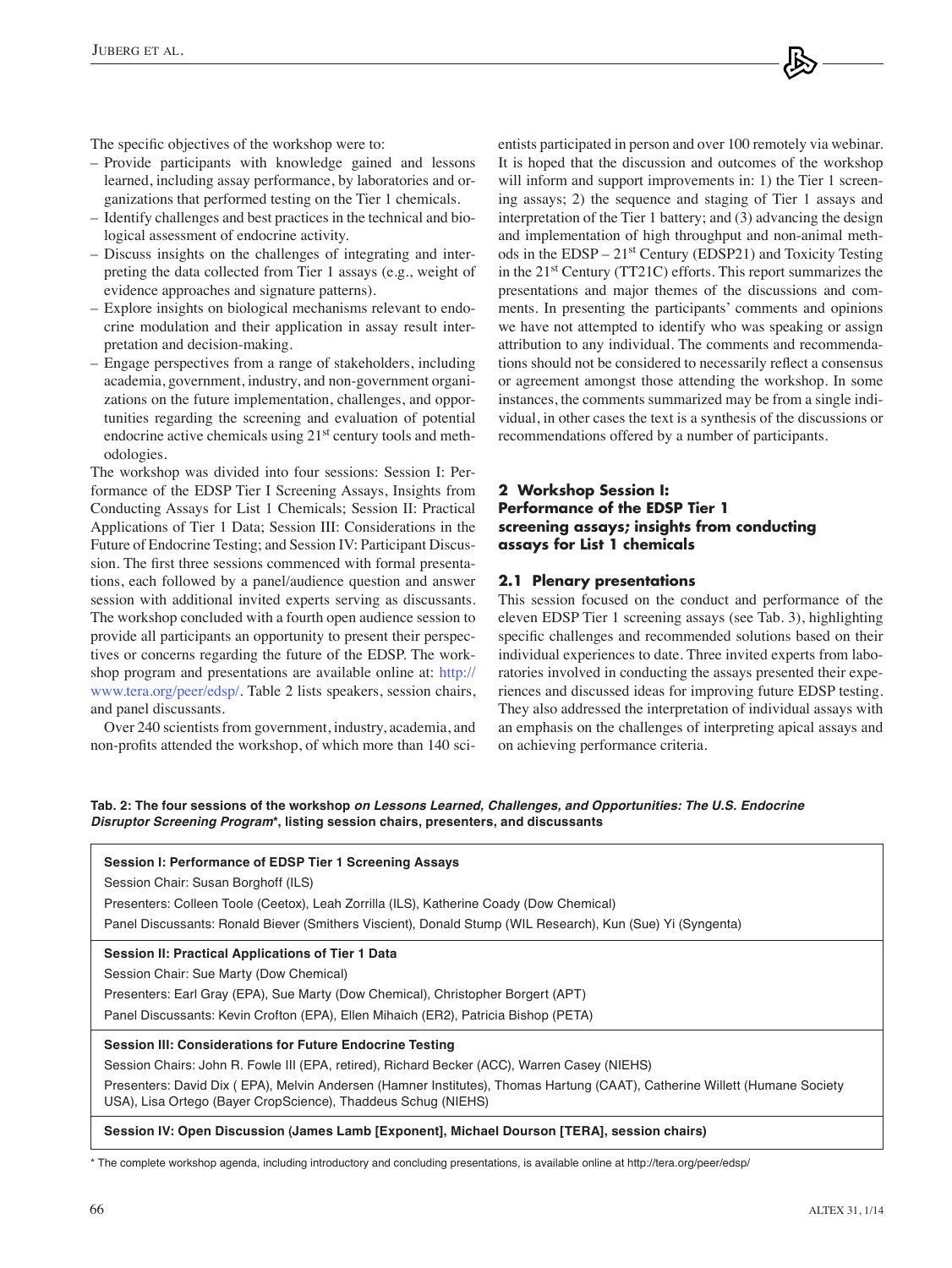The specific objectives of the workshop were to:

- Provide participants with knowledge gained and lessons learned, including assay performance, by laboratories and organizations that performed testing on the Tier 1 chemicals.
- Identify challenges and best practices in the technical and biological assessment of endocrine activity.
- Discuss insights on the challenges of integrating and interpreting the data collected from Tier 1 assays (e.g., weight of evidence approaches and signature patterns).
- Explore insights on biological mechanisms relevant to endocrine modulation and their application in assay result interpretation and decision-making.
- Engage perspectives from a range of stakeholders, including academia, government, industry, and non-government organizations on the future implementation, challenges, and opportunities regarding the screening and evaluation of potential endocrine active chemicals using 21st century tools and methodologies.

The workshop was divided into four sessions: Session I: Performance of the EDSP Tier I Screening Assays, Insights from Conducting Assays for List 1 Chemicals; Session II: Practical Applications of Tier 1 Data; Session III: Considerations in the Future of Endocrine Testing; and Session IV: Participant Discussion. The first three sessions commenced with formal presentations, each followed by a panel/audience question and answer session with additional invited experts serving as discussants. The workshop concluded with a fourth open audience session to provide all participants an opportunity to present their perspectives or concerns regarding the future of the EDSP. The workshop program and presentations are available online at: http://www.tera.org/peer/edsp/. Table 2 lists speakers, session chairs, and panel discussants.

Over 240 scientists from government, industry, academia, and non-profits attended the workshop, of which more than 140 scientists participated in person and over 100 remotely via webinar. It is hoped that the discussion and outcomes of the workshop will inform and support improvements in: 1) the Tier 1 screening assays; 2) the sequence and staging of Tier 1 assays and interpretation of the Tier 1 battery; and (3) advancing the design and implementation of high throughput and non-animal methods in the EDSP – 21st Century (EDSP21) and Toxicity Testing in the 21st Century (TT21C) efforts. This report summarizes the presentations and major themes of the discussions and comments. In presenting the participants' comments and opinions we have not attempted to identify who was speaking or assign attribution to any individual. The comments and recommendations should not be considered to necessarily reflect a consensus or agreement amongst those attending the workshop. In some instances, the comments summarized may be from a single individual, in other cases the text is a synthesis of the discussions or recommendations offered by a number of participants.

## 2 Workshop Session I: Performance of the EDSP Tier 1 screening assays; insights from conducting assays for List 1 chemicals

### 2.1 Plenary presentations

This session focused on the conduct and performance of the eleven EDSP Tier 1 screening assays (see Tab. 3), highlighting specific challenges and recommended solutions based on their individual experiences to date. Three invited experts from laboratories involved in conducting the assays presented their experiences and discussed ideas for improving future EDSP testing. They also addressed the interpretation of individual assays with an emphasis on the challenges of interpreting apical assays and on achieving performance criteria.

**Tab. 2: The four sessions of the workshop *on Lessons Learned, Challenges, and Opportunities: The U.S. Endocrine Disruptor Screening Program*\*, listing session chairs, presenters, and discussants**

| |
|---|
| **Session I: Performance of EDSP Tier 1 Screening Assays**<br>Session Chair: Susan Borghoff (ILS)<br>Presenters: Colleen Toole (Ceetox), Leah Zorrilla (ILS), Katherine Coady (Dow Chemical)<br>Panel Discussants: Ronald Biever (Smithers Viscient), Donald Stump (WIL Research), Kun (Sue) Yi (Syngenta) |
| **Session II: Practical Applications of Tier 1 Data**<br>Session Chair: Sue Marty (Dow Chemical)<br>Presenters: Earl Gray (EPA), Sue Marty (Dow Chemical), Christopher Borgert (APT)<br>Panel Discussants: Kevin Crofton (EPA), Ellen Mihaich (ER2), Patricia Bishop (PETA) |
| **Session III: Considerations for Future Endocrine Testing**<br>Session Chairs: John R. Fowle III (EPA, retired), Richard Becker (ACC), Warren Casey (NIEHS)<br>Presenters: David Dix ( EPA), Melvin Andersen (Hamner Institutes), Thomas Hartung (CAAT), Catherine Willett (Humane Society USA), Lisa Ortego (Bayer CropScience), Thaddeus Schug (NIEHS) |
| **Session IV: Open Discussion (James Lamb [Exponent], Michael Dourson [TERA], session chairs)** |

\* The complete workshop agenda, including introductory and concluding presentations, is available online at http://tera.org/peer/edsp/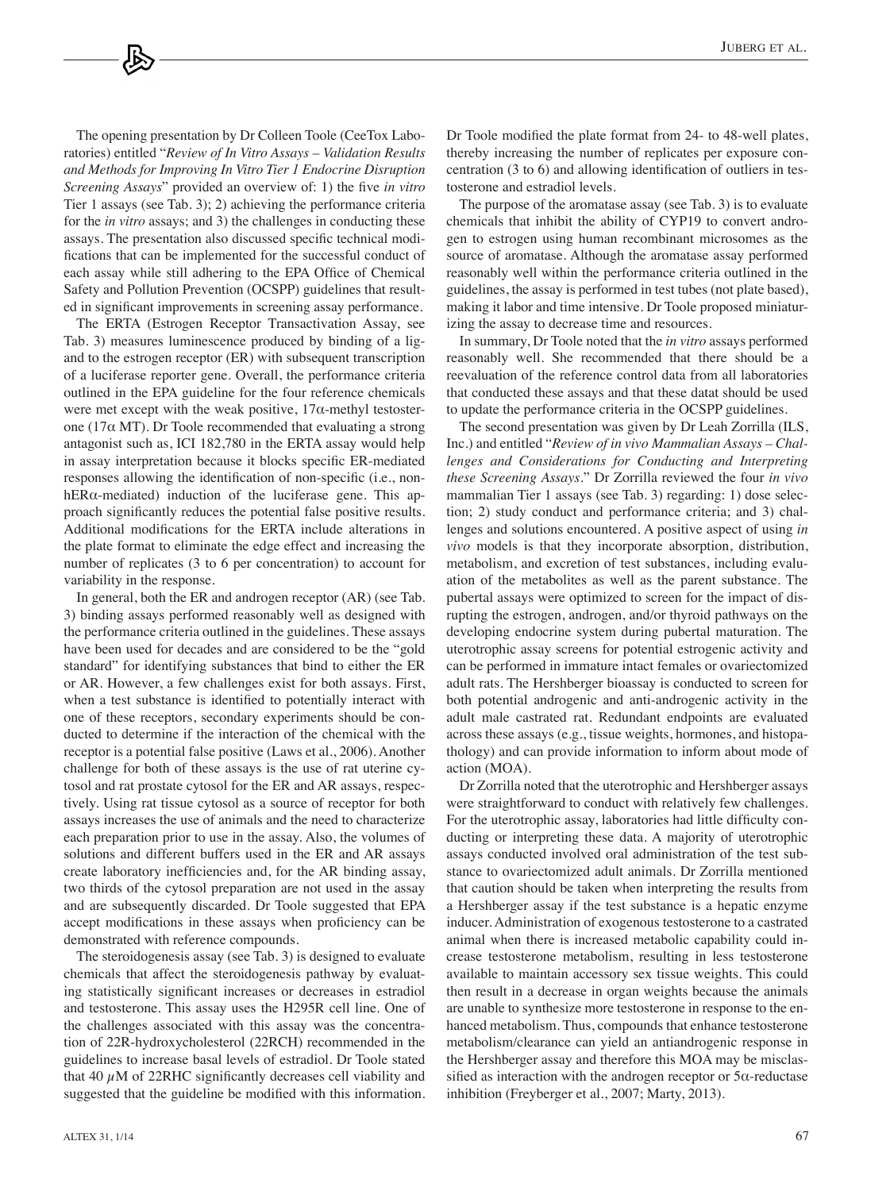The opening presentation by Dr Colleen Toole (CeeTox Laboratories) entitled "*Review of In Vitro Assays – Validation Results and Methods for Improving In Vitro Tier 1 Endocrine Disruption Screening Assays*" provided an overview of: 1) the five *in vitro* Tier 1 assays (see Tab. 3); 2) achieving the performance criteria for the *in vitro* assays; and 3) the challenges in conducting these assays. The presentation also discussed specific technical modifications that can be implemented for the successful conduct of each assay while still adhering to the EPA Office of Chemical Safety and Pollution Prevention (OCSPP) guidelines that resulted in significant improvements in screening assay performance.

The ERTA (Estrogen Receptor Transactivation Assay, see Tab. 3) measures luminescence produced by binding of a ligand to the estrogen receptor (ER) with subsequent transcription of a luciferase reporter gene. Overall, the performance criteria outlined in the EPA guideline for the four reference chemicals were met except with the weak positive, 17α-methyl testosterone (17α MT). Dr Toole recommended that evaluating a strong antagonist such as, ICI 182,780 in the ERTA assay would help in assay interpretation because it blocks specific ER-mediated responses allowing the identification of non-specific (i.e., non-hERα-mediated) induction of the luciferase gene. This approach significantly reduces the potential false positive results. Additional modifications for the ERTA include alterations in the plate format to eliminate the edge effect and increasing the number of replicates (3 to 6 per concentration) to account for variability in the response.

In general, both the ER and androgen receptor (AR) (see Tab. 3) binding assays performed reasonably well as designed with the performance criteria outlined in the guidelines. These assays have been used for decades and are considered to be the "gold standard" for identifying substances that bind to either the ER or AR. However, a few challenges exist for both assays. First, when a test substance is identified to potentially interact with one of these receptors, secondary experiments should be conducted to determine if the interaction of the chemical with the receptor is a potential false positive (Laws et al., 2006). Another challenge for both of these assays is the use of rat uterine cytosol and rat prostate cytosol for the ER and AR assays, respectively. Using rat tissue cytosol as a source of receptor for both assays increases the use of animals and the need to characterize each preparation prior to use in the assay. Also, the volumes of solutions and different buffers used in the ER and AR assays create laboratory inefficiencies and, for the AR binding assay, two thirds of the cytosol preparation are not used in the assay and are subsequently discarded. Dr Toole suggested that EPA accept modifications in these assays when proficiency can be demonstrated with reference compounds.

The steroidogenesis assay (see Tab. 3) is designed to evaluate chemicals that affect the steroidogenesis pathway by evaluating statistically significant increases or decreases in estradiol and testosterone. This assay uses the H295R cell line. One of the challenges associated with this assay was the concentration of 22R-hydroxycholesterol (22RCH) recommended in the guidelines to increase basal levels of estradiol. Dr Toole stated that 40 $\mu$M of 22RHC significantly decreases cell viability and suggested that the guideline be modified with this information. Dr Toole modified the plate format from 24- to 48-well plates, thereby increasing the number of replicates per exposure concentration (3 to 6) and allowing identification of outliers in testosterone and estradiol levels.

The purpose of the aromatase assay (see Tab. 3) is to evaluate chemicals that inhibit the ability of CYP19 to convert androgen to estrogen using human recombinant microsomes as the source of aromatase. Although the aromatase assay performed reasonably well within the performance criteria outlined in the guidelines, the assay is performed in test tubes (not plate based), making it labor and time intensive. Dr Toole proposed miniaturizing the assay to decrease time and resources.

In summary, Dr Toole noted that the *in vitro* assays performed reasonably well. She recommended that there should be a reevaluation of the reference control data from all laboratories that conducted these assays and that these datat should be used to update the performance criteria in the OCSPP guidelines.

The second presentation was given by Dr Leah Zorrilla (ILS, Inc.) and entitled "*Review of in vivo Mammalian Assays – Challenges and Considerations for Conducting and Interpreting these Screening Assays*." Dr Zorrilla reviewed the four *in vivo* mammalian Tier 1 assays (see Tab. 3) regarding: 1) dose selection; 2) study conduct and performance criteria; and 3) challenges and solutions encountered. A positive aspect of using *in vivo* models is that they incorporate absorption, distribution, metabolism, and excretion of test substances, including evaluation of the metabolites as well as the parent substance. The pubertal assays were optimized to screen for the impact of disrupting the estrogen, androgen, and/or thyroid pathways on the developing endocrine system during pubertal maturation. The uterotrophic assay screens for potential estrogenic activity and can be performed in immature intact females or ovariectomized adult rats. The Hershberger bioassay is conducted to screen for both potential androgenic and anti-androgenic activity in the adult male castrated rat. Redundant endpoints are evaluated across these assays (e.g., tissue weights, hormones, and histopathology) and can provide information to inform about mode of action (MOA).

Dr Zorrilla noted that the uterotrophic and Hershberger assays were straightforward to conduct with relatively few challenges. For the uterotrophic assay, laboratories had little difficulty conducting or interpreting these data. A majority of uterotrophic assays conducted involved oral administration of the test substance to ovariectomized adult animals. Dr Zorrilla mentioned that caution should be taken when interpreting the results from a Hershberger assay if the test substance is a hepatic enzyme inducer. Administration of exogenous testosterone to a castrated animal when there is increased metabolic capability could increase testosterone metabolism, resulting in less testosterone available to maintain accessory sex tissue weights. This could then result in a decrease in organ weights because the animals are unable to synthesize more testosterone in response to the enhanced metabolism. Thus, compounds that enhance testosterone metabolism/clearance can yield an antiandrogenic response in the Hershberger assay and therefore this MOA may be misclassified as interaction with the androgen receptor or 5α-reductase inhibition (Freyberger et al., 2007; Marty, 2013).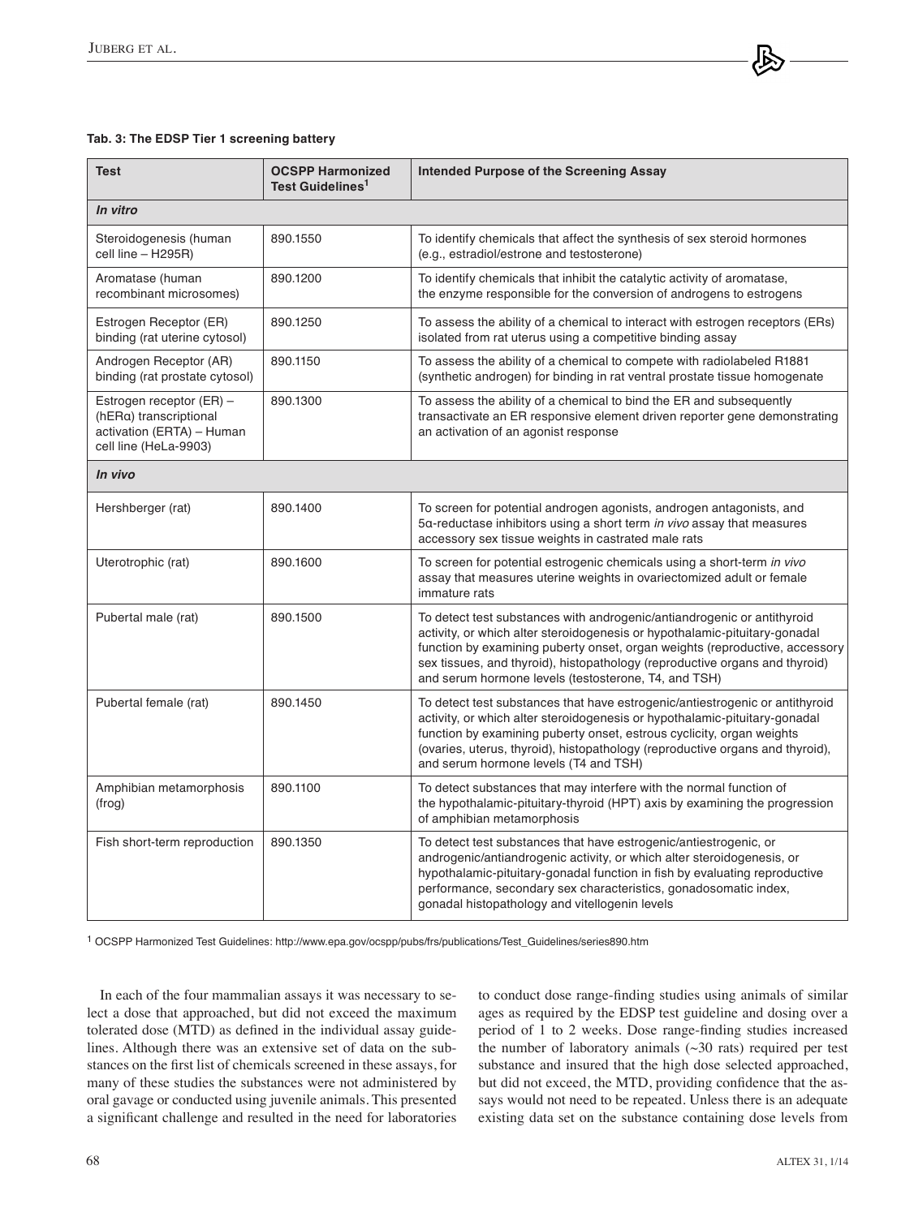**Tab. 3: The EDSP Tier 1 screening battery**

| Test | OCSPP Harmonized Test Guidelines[1] | Intended Purpose of the Screening Assay |
|---|---|---|
| ***In vitro*** | | |
| Steroidogenesis (human cell line – H295R) | 890.1550 | To identify chemicals that affect the synthesis of sex steroid hormones (e.g., estradiol/estrone and testosterone) |
| Aromatase (human recombinant microsomes) | 890.1200 | To identify chemicals that inhibit the catalytic activity of aromatase, the enzyme responsible for the conversion of androgens to estrogens |
| Estrogen Receptor (ER) binding (rat uterine cytosol) | 890.1250 | To assess the ability of a chemical to interact with estrogen receptors (ERs) isolated from rat uterus using a competitive binding assay |
| Androgen Receptor (AR) binding (rat prostate cytosol) | 890.1150 | To assess the ability of a chemical to compete with radiolabeled R1881 (synthetic androgen) for binding in rat ventral prostate tissue homogenate |
| Estrogen receptor (ER) – (hERα) transcriptional activation (ERTA) – Human cell line (HeLa-9903) | 890.1300 | To assess the ability of a chemical to bind the ER and subsequently transactivate an ER responsive element driven reporter gene demonstrating an activation of an agonist response |
| ***In vivo*** | | |
| Hershberger (rat) | 890.1400 | To screen for potential androgen agonists, androgen antagonists, and 5α-reductase inhibitors using a short term *in vivo* assay that measures accessory sex tissue weights in castrated male rats |
| Uterotrophic (rat) | 890.1600 | To screen for potential estrogenic chemicals using a short-term *in vivo* assay that measures uterine weights in ovariectomized adult or female immature rats |
| Pubertal male (rat) | 890.1500 | To detect test substances with androgenic/antiandrogenic or antithyroid activity, or which alter steroidogenesis or hypothalamic-pituitary-gonadal function by examining puberty onset, organ weights (reproductive, accessory sex tissues, and thyroid), histopathology (reproductive organs and thyroid) and serum hormone levels (testosterone, T4, and TSH) |
| Pubertal female (rat) | 890.1450 | To detect test substances that have estrogenic/antiestrogenic or antithyroid activity, or which alter steroidogenesis or hypothalamic-pituitary-gonadal function by examining puberty onset, estrous cyclicity, organ weights (ovaries, uterus, thyroid), histopathology (reproductive organs and thyroid), and serum hormone levels (T4 and TSH) |
| Amphibian metamorphosis (frog) | 890.1100 | To detect substances that may interfere with the normal function of the hypothalamic-pituitary-thyroid (HPT) axis by examining the progression of amphibian metamorphosis |
| Fish short-term reproduction | 890.1350 | To detect test substances that have estrogenic/antiestrogenic, or androgenic/antiandrogenic activity, or which alter steroidogenesis, or hypothalamic-pituitary-gonadal function in fish by evaluating reproductive performance, secondary sex characteristics, gonadosomatic index, gonadal histopathology and vitellogenin levels |

[1] OCSPP Harmonized Test Guidelines: http://www.epa.gov/ocspp/pubs/frs/publications/Test_Guidelines/series890.htm

In each of the four mammalian assays it was necessary to select a dose that approached, but did not exceed the maximum tolerated dose (MTD) as defined in the individual assay guidelines. Although there was an extensive set of data on the substances on the first list of chemicals screened in these assays, for many of these studies the substances were not administered by oral gavage or conducted using juvenile animals. This presented a significant challenge and resulted in the need for laboratories to conduct dose range-finding studies using animals of similar ages as required by the EDSP test guideline and dosing over a period of 1 to 2 weeks. Dose range-finding studies increased the number of laboratory animals (~30 rats) required per test substance and insured that the high dose selected approached, but did not exceed, the MTD, providing confidence that the assays would not need to be repeated. Unless there is an adequate existing data set on the substance containing dose levels from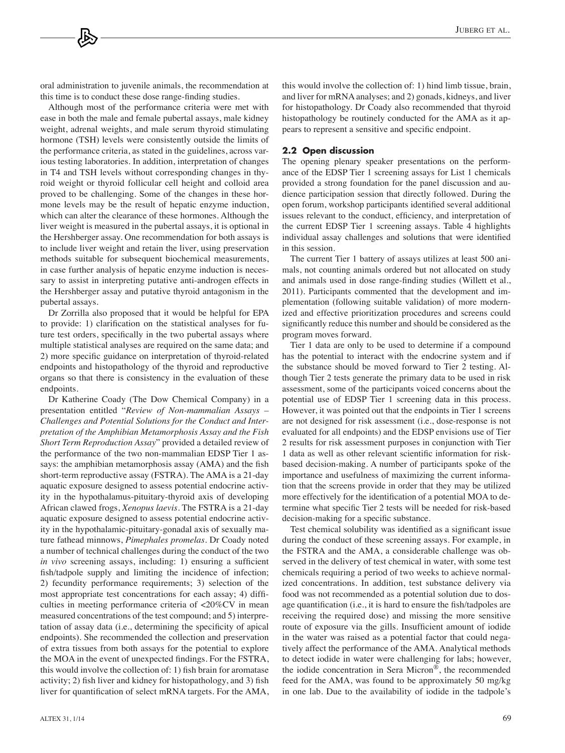oral administration to juvenile animals, the recommendation at this time is to conduct these dose range-finding studies.

Although most of the performance criteria were met with ease in both the male and female pubertal assays, male kidney weight, adrenal weights, and male serum thyroid stimulating hormone (TSH) levels were consistently outside the limits of the performance criteria, as stated in the guidelines, across various testing laboratories. In addition, interpretation of changes in T4 and TSH levels without corresponding changes in thyroid weight or thyroid follicular cell height and colloid area proved to be challenging. Some of the changes in these hormone levels may be the result of hepatic enzyme induction, which can alter the clearance of these hormones. Although the liver weight is measured in the pubertal assays, it is optional in the Hershberger assay. One recommendation for both assays is to include liver weight and retain the liver, using preservation methods suitable for subsequent biochemical measurements, in case further analysis of hepatic enzyme induction is necessary to assist in interpreting putative anti-androgen effects in the Hershberger assay and putative thyroid antagonism in the pubertal assays.

Dr Zorrilla also proposed that it would be helpful for EPA to provide: 1) clarification on the statistical analyses for future test orders, specifically in the two pubertal assays where multiple statistical analyses are required on the same data; and 2) more specific guidance on interpretation of thyroid-related endpoints and histopathology of the thyroid and reproductive organs so that there is consistency in the evaluation of these endpoints.

Dr Katherine Coady (The Dow Chemical Company) in a presentation entitled "*Review of Non-mammalian Assays – Challenges and Potential Solutions for the Conduct and Interpretation of the Amphibian Metamorphosis Assay and the Fish Short Term Reproduction Assay*" provided a detailed review of the performance of the two non-mammalian EDSP Tier 1 assays: the amphibian metamorphosis assay (AMA) and the fish short-term reproductive assay (FSTRA). The AMA is a 21-day aquatic exposure designed to assess potential endocrine activity in the hypothalamus-pituitary-thyroid axis of developing African clawed frogs, *Xenopus laevis*. The FSTRA is a 21-day aquatic exposure designed to assess potential endocrine activity in the hypothalamic-pituitary-gonadal axis of sexually mature fathead minnows, *Pimephales promelas*. Dr Coady noted a number of technical challenges during the conduct of the two *in vivo* screening assays, including: 1) ensuring a sufficient fish/tadpole supply and limiting the incidence of infection; 2) fecundity performance requirements; 3) selection of the most appropriate test concentrations for each assay; 4) difficulties in meeting performance criteria of <20%CV in mean measured concentrations of the test compound; and 5) interpretation of assay data (i.e., determining the specificity of apical endpoints). She recommended the collection and preservation of extra tissues from both assays for the potential to explore the MOA in the event of unexpected findings. For the FSTRA, this would involve the collection of: 1) fish brain for aromatase activity; 2) fish liver and kidney for histopathology, and 3) fish liver for quantification of select mRNA targets. For the AMA, this would involve the collection of: 1) hind limb tissue, brain, and liver for mRNA analyses; and 2) gonads, kidneys, and liver for histopathology. Dr Coady also recommended that thyroid histopathology be routinely conducted for the AMA as it appears to represent a sensitive and specific endpoint.

### 2.2 Open discussion

The opening plenary speaker presentations on the performance of the EDSP Tier 1 screening assays for List 1 chemicals provided a strong foundation for the panel discussion and audience participation session that directly followed. During the open forum, workshop participants identified several additional issues relevant to the conduct, efficiency, and interpretation of the current EDSP Tier 1 screening assays. Table 4 highlights individual assay challenges and solutions that were identified in this session.

The current Tier 1 battery of assays utilizes at least 500 animals, not counting animals ordered but not allocated on study and animals used in dose range-finding studies (Willett et al., 2011). Participants commented that the development and implementation (following suitable validation) of more modernized and effective prioritization procedures and screens could significantly reduce this number and should be considered as the program moves forward.

Tier 1 data are only to be used to determine if a compound has the potential to interact with the endocrine system and if the substance should be moved forward to Tier 2 testing. Although Tier 2 tests generate the primary data to be used in risk assessment, some of the participants voiced concerns about the potential use of EDSP Tier 1 screening data in this process. However, it was pointed out that the endpoints in Tier 1 screens are not designed for risk assessment (i.e., dose-response is not evaluated for all endpoints) and the EDSP envisions use of Tier 2 results for risk assessment purposes in conjunction with Tier 1 data as well as other relevant scientific information for risk-based decision-making. A number of participants spoke of the importance and usefulness of maximizing the current information that the screens provide in order that they may be utilized more effectively for the identification of a potential MOA to determine what specific Tier 2 tests will be needed for risk-based decision-making for a specific substance.

Test chemical solubility was identified as a significant issue during the conduct of these screening assays. For example, in the FSTRA and the AMA, a considerable challenge was observed in the delivery of test chemical in water, with some test chemicals requiring a period of two weeks to achieve normalized concentrations. In addition, test substance delivery via food was not recommended as a potential solution due to dosage quantification (i.e., it is hard to ensure the fish/tadpoles are receiving the required dose) and missing the more sensitive route of exposure via the gills. Insufficient amount of iodide in the water was raised as a potential factor that could negatively affect the performance of the AMA. Analytical methods to detect iodide in water were challenging for labs; however, the iodide concentration in Sera Micron®, the recommended feed for the AMA, was found to be approximately 50 mg/kg in one lab. Due to the availability of iodide in the tadpole's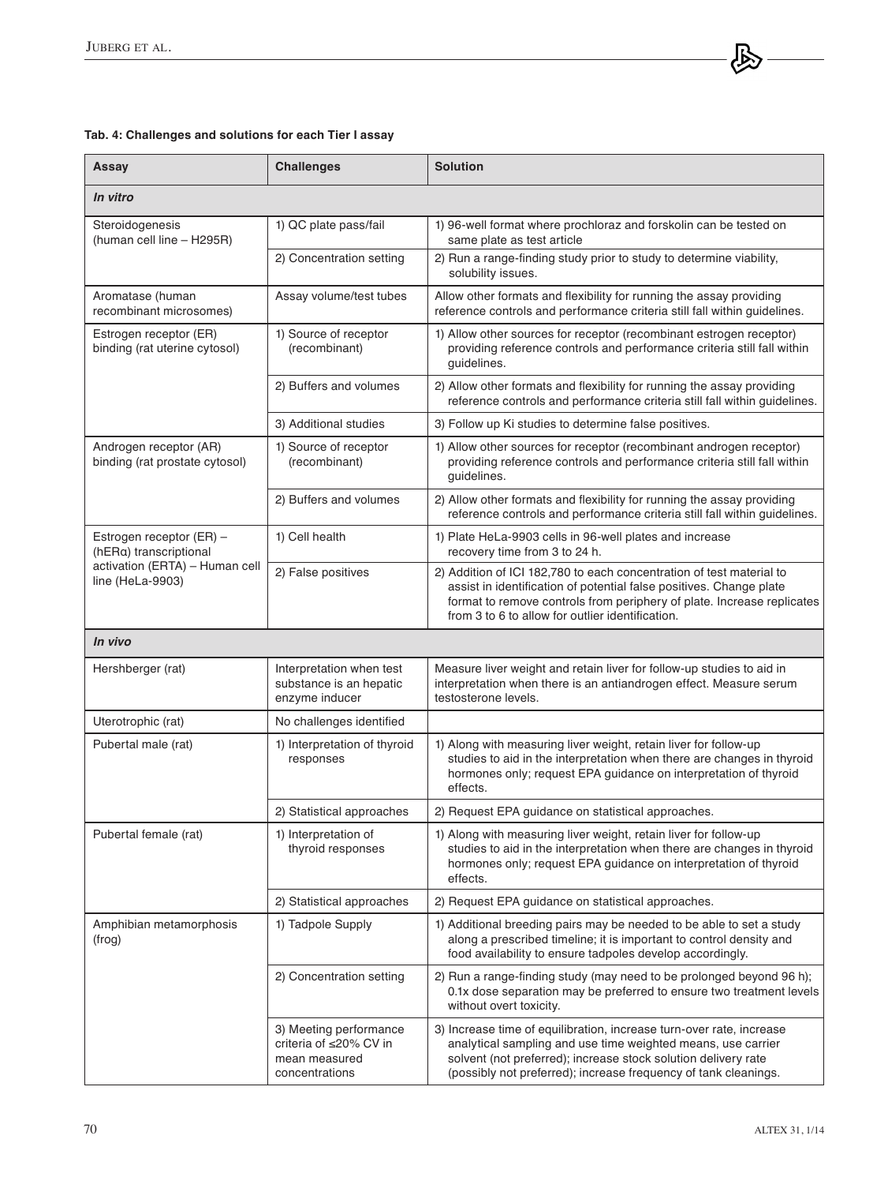**Tab. 4: Challenges and solutions for each Tier I assay**

| Assay | Challenges | Solution |
|---|---|---|
| ***In vitro*** | | |
| Steroidogenesis (human cell line – H295R) | 1) QC plate pass/fail | 1) 96-well format where prochloraz and forskolin can be tested on same plate as test article |
| | 2) Concentration setting | 2) Run a range-finding study prior to study to determine viability, solubility issues. |
| Aromatase (human recombinant microsomes) | Assay volume/test tubes | Allow other formats and flexibility for running the assay providing reference controls and performance criteria still fall within guidelines. |
| Estrogen receptor (ER) binding (rat uterine cytosol) | 1) Source of receptor (recombinant) | 1) Allow other sources for receptor (recombinant estrogen receptor) providing reference controls and performance criteria still fall within guidelines. |
| | 2) Buffers and volumes | 2) Allow other formats and flexibility for running the assay providing reference controls and performance criteria still fall within guidelines. |
| | 3) Additional studies | 3) Follow up Ki studies to determine false positives. |
| Androgen receptor (AR) binding (rat prostate cytosol) | 1) Source of receptor (recombinant) | 1) Allow other sources for receptor (recombinant androgen receptor) providing reference controls and performance criteria still fall within guidelines. |
| | 2) Buffers and volumes | 2) Allow other formats and flexibility for running the assay providing reference controls and performance criteria still fall within guidelines. |
| Estrogen receptor (ER) – (hERα) transcriptional activation (ERTA) – Human cell line (HeLa-9903) | 1) Cell health | 1) Plate HeLa-9903 cells in 96-well plates and increase recovery time from 3 to 24 h. |
| | 2) False positives | 2) Addition of ICI 182,780 to each concentration of test material to assist in identification of potential false positives. Change plate format to remove controls from periphery of plate. Increase replicates from 3 to 6 to allow for outlier identification. |
| ***In vivo*** | | |
| Hershberger (rat) | Interpretation when test substance is an hepatic enzyme inducer | Measure liver weight and retain liver for follow-up studies to aid in interpretation when there is an antiandrogen effect. Measure serum testosterone levels. |
| Uterotrophic (rat) | No challenges identified | |
| Pubertal male (rat) | 1) Interpretation of thyroid responses | 1) Along with measuring liver weight, retain liver for follow-up studies to aid in the interpretation when there are changes in thyroid hormones only; request EPA guidance on interpretation of thyroid effects. |
| | 2) Statistical approaches | 2) Request EPA guidance on statistical approaches. |
| Pubertal female (rat) | 1) Interpretation of thyroid responses | 1) Along with measuring liver weight, retain liver for follow-up studies to aid in the interpretation when there are changes in thyroid hormones only; request EPA guidance on interpretation of thyroid effects. |
| | 2) Statistical approaches | 2) Request EPA guidance on statistical approaches. |
| Amphibian metamorphosis (frog) | 1) Tadpole Supply | 1) Additional breeding pairs may be needed to be able to set a study along a prescribed timeline; it is important to control density and food availability to ensure tadpoles develop accordingly. |
| | 2) Concentration setting | 2) Run a range-finding study (may need to be prolonged beyond 96 h); 0.1x dose separation may be preferred to ensure two treatment levels without overt toxicity. |
| | 3) Meeting performance criteria of ≤20% CV in mean measured concentrations | 3) Increase time of equilibration, increase turn-over rate, increase analytical sampling and use time weighted means, use carrier solvent (not preferred); increase stock solution delivery rate (possibly not preferred); increase frequency of tank cleanings. |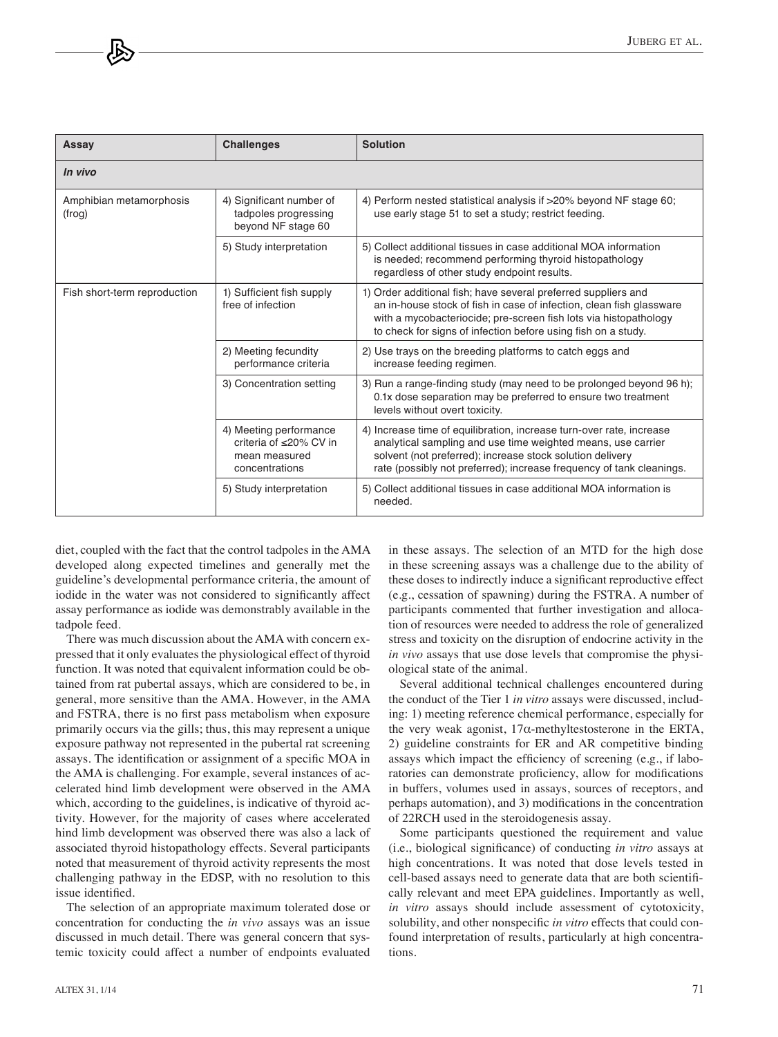| Assay | Challenges | Solution |
|---|---|---|
| ***In vivo*** | | |
| Amphibian metamorphosis (frog) | 4) Significant number of tadpoles progressing beyond NF stage 60 | 4) Perform nested statistical analysis if >20% beyond NF stage 60; use early stage 51 to set a study; restrict feeding. |
| | 5) Study interpretation | 5) Collect additional tissues in case additional MOA information is needed; recommend performing thyroid histopathology regardless of other study endpoint results. |
| Fish short-term reproduction | 1) Sufficient fish supply free of infection | 1) Order additional fish; have several preferred suppliers and an in-house stock of fish in case of infection, clean fish glassware with a mycobacteriocide; pre-screen fish lots via histopathology to check for signs of infection before using fish on a study. |
| | 2) Meeting fecundity performance criteria | 2) Use trays on the breeding platforms to catch eggs and increase feeding regimen. |
| | 3) Concentration setting | 3) Run a range-finding study (may need to be prolonged beyond 96 h); 0.1x dose separation may be preferred to ensure two treatment levels without overt toxicity. |
| | 4) Meeting performance criteria of ≤20% CV in mean measured concentrations | 4) Increase time of equilibration, increase turn-over rate, increase analytical sampling and use time weighted means, use carrier solvent (not preferred); increase stock solution delivery rate (possibly not preferred); increase frequency of tank cleanings. |
| | 5) Study interpretation | 5) Collect additional tissues in case additional MOA information is needed. |

diet, coupled with the fact that the control tadpoles in the AMA developed along expected timelines and generally met the guideline's developmental performance criteria, the amount of iodide in the water was not considered to significantly affect assay performance as iodide was demonstrably available in the tadpole feed.

There was much discussion about the AMA with concern expressed that it only evaluates the physiological effect of thyroid function. It was noted that equivalent information could be obtained from rat pubertal assays, which are considered to be, in general, more sensitive than the AMA. However, in the AMA and FSTRA, there is no first pass metabolism when exposure primarily occurs via the gills; thus, this may represent a unique exposure pathway not represented in the pubertal rat screening assays. The identification or assignment of a specific MOA in the AMA is challenging. For example, several instances of accelerated hind limb development were observed in the AMA which, according to the guidelines, is indicative of thyroid activity. However, for the majority of cases where accelerated hind limb development was observed there was also a lack of associated thyroid histopathology effects. Several participants noted that measurement of thyroid activity represents the most challenging pathway in the EDSP, with no resolution to this issue identified.

The selection of an appropriate maximum tolerated dose or concentration for conducting the *in vivo* assays was an issue discussed in much detail. There was general concern that systemic toxicity could affect a number of endpoints evaluated in these assays. The selection of an MTD for the high dose in these screening assays was a challenge due to the ability of these doses to indirectly induce a significant reproductive effect (e.g., cessation of spawning) during the FSTRA. A number of participants commented that further investigation and allocation of resources were needed to address the role of generalized stress and toxicity on the disruption of endocrine activity in the *in vivo* assays that use dose levels that compromise the physiological state of the animal.

Several additional technical challenges encountered during the conduct of the Tier 1 *in vitro* assays were discussed, including: 1) meeting reference chemical performance, especially for the very weak agonist, 17α-methyltestosterone in the ERTA, 2) guideline constraints for ER and AR competitive binding assays which impact the efficiency of screening (e.g., if laboratories can demonstrate proficiency, allow for modifications in buffers, volumes used in assays, sources of receptors, and perhaps automation), and 3) modifications in the concentration of 22RCH used in the steroidogenesis assay.

Some participants questioned the requirement and value (i.e., biological significance) of conducting *in vitro* assays at high concentrations. It was noted that dose levels tested in cell-based assays need to generate data that are both scientifically relevant and meet EPA guidelines. Importantly as well, *in vitro* assays should include assessment of cytotoxicity, solubility, and other nonspecific *in vitro* effects that could confound interpretation of results, particularly at high concentrations.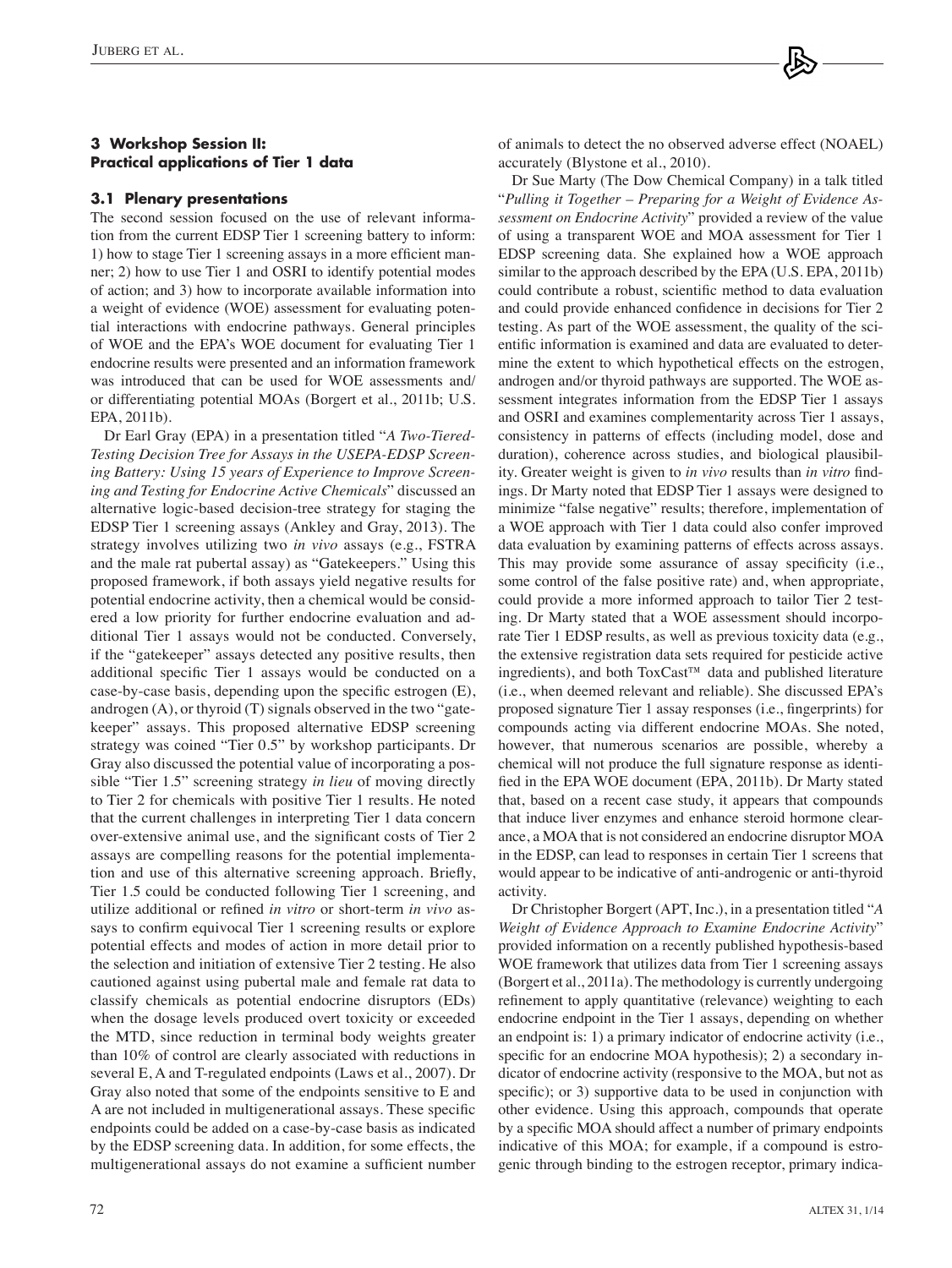## 3 Workshop Session II: Practical applications of Tier 1 data

### 3.1 Plenary presentations

The second session focused on the use of relevant information from the current EDSP Tier 1 screening battery to inform: 1) how to stage Tier 1 screening assays in a more efficient manner; 2) how to use Tier 1 and OSRI to identify potential modes of action; and 3) how to incorporate available information into a weight of evidence (WOE) assessment for evaluating potential interactions with endocrine pathways. General principles of WOE and the EPA's WOE document for evaluating Tier 1 endocrine results were presented and an information framework was introduced that can be used for WOE assessments and/or differentiating potential MOAs (Borgert et al., 2011b; U.S. EPA, 2011b).

Dr Earl Gray (EPA) in a presentation titled "*A Two-Tiered-Testing Decision Tree for Assays in the USEPA-EDSP Screening Battery: Using 15 years of Experience to Improve Screening and Testing for Endocrine Active Chemicals*" discussed an alternative logic-based decision-tree strategy for staging the EDSP Tier 1 screening assays (Ankley and Gray, 2013). The strategy involves utilizing two *in vivo* assays (e.g., FSTRA and the male rat pubertal assay) as "Gatekeepers." Using this proposed framework, if both assays yield negative results for potential endocrine activity, then a chemical would be considered a low priority for further endocrine evaluation and additional Tier 1 assays would not be conducted. Conversely, if the "gatekeeper" assays detected any positive results, then additional specific Tier 1 assays would be conducted on a case-by-case basis, depending upon the specific estrogen (E), androgen (A), or thyroid (T) signals observed in the two "gatekeeper" assays. This proposed alternative EDSP screening strategy was coined "Tier 0.5" by workshop participants. Dr Gray also discussed the potential value of incorporating a possible "Tier 1.5" screening strategy *in lieu* of moving directly to Tier 2 for chemicals with positive Tier 1 results. He noted that the current challenges in interpreting Tier 1 data concern over-extensive animal use, and the significant costs of Tier 2 assays are compelling reasons for the potential implementation and use of this alternative screening approach. Briefly, Tier 1.5 could be conducted following Tier 1 screening, and utilize additional or refined *in vitro* or short-term *in vivo* assays to confirm equivocal Tier 1 screening results or explore potential effects and modes of action in more detail prior to the selection and initiation of extensive Tier 2 testing. He also cautioned against using pubertal male and female rat data to classify chemicals as potential endocrine disruptors (EDs) when the dosage levels produced overt toxicity or exceeded the MTD, since reduction in terminal body weights greater than 10% of control are clearly associated with reductions in several E, A and T-regulated endpoints (Laws et al., 2007). Dr Gray also noted that some of the endpoints sensitive to E and A are not included in multigenerational assays. These specific endpoints could be added on a case-by-case basis as indicated by the EDSP screening data. In addition, for some effects, the multigenerational assays do not examine a sufficient number of animals to detect the no observed adverse effect (NOAEL) accurately (Blystone et al., 2010).

Dr Sue Marty (The Dow Chemical Company) in a talk titled "*Pulling it Together – Preparing for a Weight of Evidence Assessment on Endocrine Activity*" provided a review of the value of using a transparent WOE and MOA assessment for Tier 1 EDSP screening data. She explained how a WOE approach similar to the approach described by the EPA (U.S. EPA, 2011b) could contribute a robust, scientific method to data evaluation and could provide enhanced confidence in decisions for Tier 2 testing. As part of the WOE assessment, the quality of the scientific information is examined and data are evaluated to determine the extent to which hypothetical effects on the estrogen, androgen and/or thyroid pathways are supported. The WOE assessment integrates information from the EDSP Tier 1 assays and OSRI and examines complementarity across Tier 1 assays, consistency in patterns of effects (including model, dose and duration), coherence across studies, and biological plausibility. Greater weight is given to *in vivo* results than *in vitro* findings. Dr Marty noted that EDSP Tier 1 assays were designed to minimize "false negative" results; therefore, implementation of a WOE approach with Tier 1 data could also confer improved data evaluation by examining patterns of effects across assays. This may provide some assurance of assay specificity (i.e., some control of the false positive rate) and, when appropriate, could provide a more informed approach to tailor Tier 2 testing. Dr Marty stated that a WOE assessment should incorporate Tier 1 EDSP results, as well as previous toxicity data (e.g., the extensive registration data sets required for pesticide active ingredients), and both ToxCast™ data and published literature (i.e., when deemed relevant and reliable). She discussed EPA's proposed signature Tier 1 assay responses (i.e., fingerprints) for compounds acting via different endocrine MOAs. She noted, however, that numerous scenarios are possible, whereby a chemical will not produce the full signature response as identified in the EPA WOE document (EPA, 2011b). Dr Marty stated that, based on a recent case study, it appears that compounds that induce liver enzymes and enhance steroid hormone clearance, a MOA that is not considered an endocrine disruptor MOA in the EDSP, can lead to responses in certain Tier 1 screens that would appear to be indicative of anti-androgenic or anti-thyroid activity.

Dr Christopher Borgert (APT, Inc.), in a presentation titled "*A Weight of Evidence Approach to Examine Endocrine Activity*" provided information on a recently published hypothesis-based WOE framework that utilizes data from Tier 1 screening assays (Borgert et al., 2011a). The methodology is currently undergoing refinement to apply quantitative (relevance) weighting to each endocrine endpoint in the Tier 1 assays, depending on whether an endpoint is: 1) a primary indicator of endocrine activity (i.e., specific for an endocrine MOA hypothesis); 2) a secondary indicator of endocrine activity (responsive to the MOA, but not as specific); or 3) supportive data to be used in conjunction with other evidence. Using this approach, compounds that operate by a specific MOA should affect a number of primary endpoints indicative of this MOA; for example, if a compound is estrogenic through binding to the estrogen receptor, primary indica-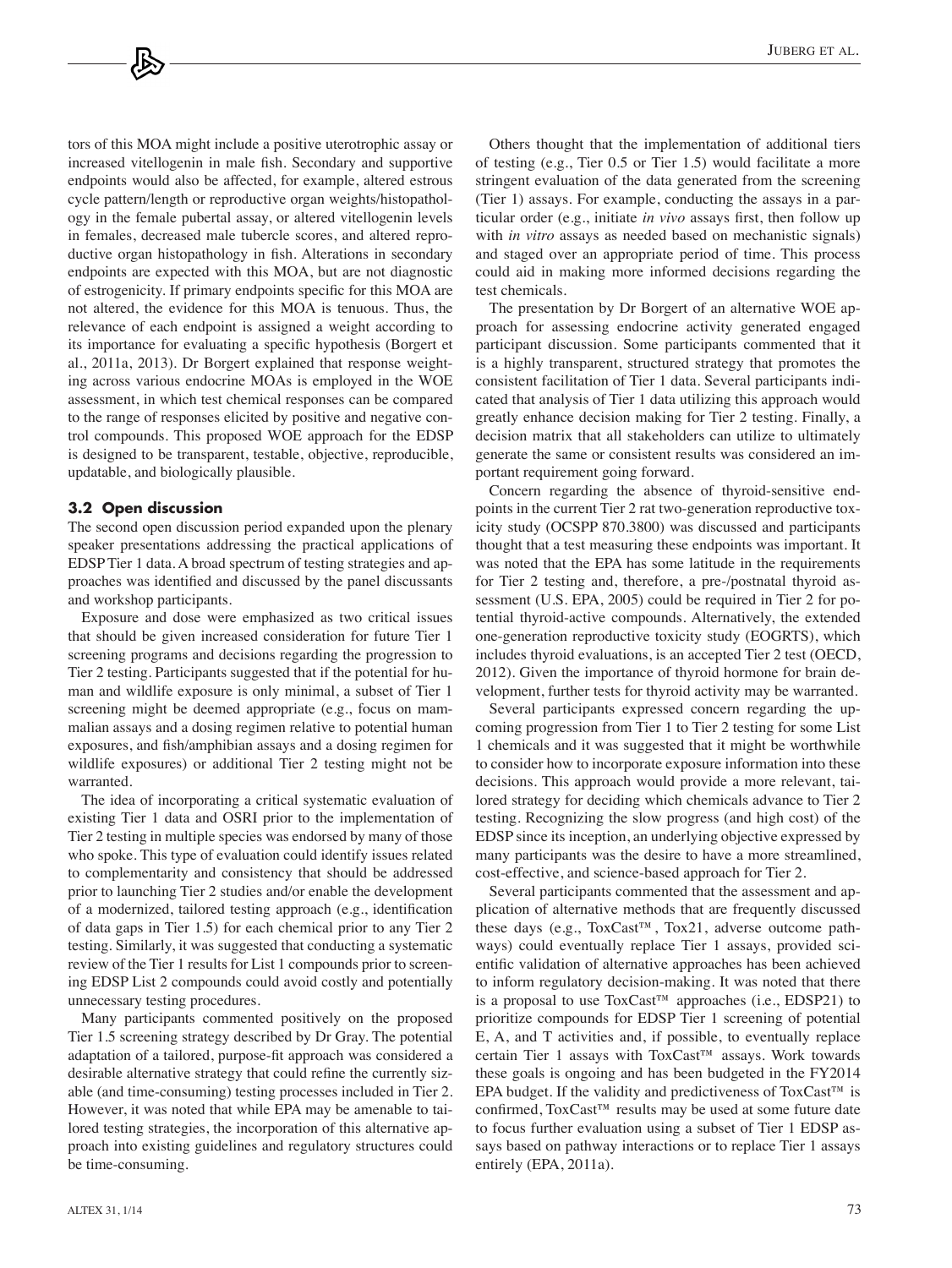tors of this MOA might include a positive uterotrophic assay or increased vitellogenin in male fish. Secondary and supportive endpoints would also be affected, for example, altered estrous cycle pattern/length or reproductive organ weights/histopathology in the female pubertal assay, or altered vitellogenin levels in females, decreased male tubercle scores, and altered reproductive organ histopathology in fish. Alterations in secondary endpoints are expected with this MOA, but are not diagnostic of estrogenicity. If primary endpoints specific for this MOA are not altered, the evidence for this MOA is tenuous. Thus, the relevance of each endpoint is assigned a weight according to its importance for evaluating a specific hypothesis (Borgert et al., 2011a, 2013). Dr Borgert explained that response weighting across various endocrine MOAs is employed in the WOE assessment, in which test chemical responses can be compared to the range of responses elicited by positive and negative control compounds. This proposed WOE approach for the EDSP is designed to be transparent, testable, objective, reproducible, updatable, and biologically plausible.

### 3.2 Open discussion

The second open discussion period expanded upon the plenary speaker presentations addressing the practical applications of EDSP Tier 1 data. A broad spectrum of testing strategies and approaches was identified and discussed by the panel discussants and workshop participants.

Exposure and dose were emphasized as two critical issues that should be given increased consideration for future Tier 1 screening programs and decisions regarding the progression to Tier 2 testing. Participants suggested that if the potential for human and wildlife exposure is only minimal, a subset of Tier 1 screening might be deemed appropriate (e.g., focus on mammalian assays and a dosing regimen relative to potential human exposures, and fish/amphibian assays and a dosing regimen for wildlife exposures) or additional Tier 2 testing might not be warranted.

The idea of incorporating a critical systematic evaluation of existing Tier 1 data and OSRI prior to the implementation of Tier 2 testing in multiple species was endorsed by many of those who spoke. This type of evaluation could identify issues related to complementarity and consistency that should be addressed prior to launching Tier 2 studies and/or enable the development of a modernized, tailored testing approach (e.g., identification of data gaps in Tier 1.5) for each chemical prior to any Tier 2 testing. Similarly, it was suggested that conducting a systematic review of the Tier 1 results for List 1 compounds prior to screening EDSP List 2 compounds could avoid costly and potentially unnecessary testing procedures.

Many participants commented positively on the proposed Tier 1.5 screening strategy described by Dr Gray. The potential adaptation of a tailored, purpose-fit approach was considered a desirable alternative strategy that could refine the currently sizable (and time-consuming) testing processes included in Tier 2. However, it was noted that while EPA may be amenable to tailored testing strategies, the incorporation of this alternative approach into existing guidelines and regulatory structures could be time-consuming.

Others thought that the implementation of additional tiers of testing (e.g., Tier 0.5 or Tier 1.5) would facilitate a more stringent evaluation of the data generated from the screening (Tier 1) assays. For example, conducting the assays in a particular order (e.g., initiate *in vivo* assays first, then follow up with *in vitro* assays as needed based on mechanistic signals) and staged over an appropriate period of time. This process could aid in making more informed decisions regarding the test chemicals.

The presentation by Dr Borgert of an alternative WOE approach for assessing endocrine activity generated engaged participant discussion. Some participants commented that it is a highly transparent, structured strategy that promotes the consistent facilitation of Tier 1 data. Several participants indicated that analysis of Tier 1 data utilizing this approach would greatly enhance decision making for Tier 2 testing. Finally, a decision matrix that all stakeholders can utilize to ultimately generate the same or consistent results was considered an important requirement going forward.

Concern regarding the absence of thyroid-sensitive endpoints in the current Tier 2 rat two-generation reproductive toxicity study (OCSPP 870.3800) was discussed and participants thought that a test measuring these endpoints was important. It was noted that the EPA has some latitude in the requirements for Tier 2 testing and, therefore, a pre-/postnatal thyroid assessment (U.S. EPA, 2005) could be required in Tier 2 for potential thyroid-active compounds. Alternatively, the extended one-generation reproductive toxicity study (EOGRTS), which includes thyroid evaluations, is an accepted Tier 2 test (OECD, 2012). Given the importance of thyroid hormone for brain development, further tests for thyroid activity may be warranted.

Several participants expressed concern regarding the upcoming progression from Tier 1 to Tier 2 testing for some List 1 chemicals and it was suggested that it might be worthwhile to consider how to incorporate exposure information into these decisions. This approach would provide a more relevant, tailored strategy for deciding which chemicals advance to Tier 2 testing. Recognizing the slow progress (and high cost) of the EDSP since its inception, an underlying objective expressed by many participants was the desire to have a more streamlined, cost-effective, and science-based approach for Tier 2.

Several participants commented that the assessment and application of alternative methods that are frequently discussed these days (e.g., ToxCast™, Tox21, adverse outcome pathways) could eventually replace Tier 1 assays, provided scientific validation of alternative approaches has been achieved to inform regulatory decision-making. It was noted that there is a proposal to use ToxCast™ approaches (i.e., EDSP21) to prioritize compounds for EDSP Tier 1 screening of potential E, A, and T activities and, if possible, to eventually replace certain Tier 1 assays with ToxCast™ assays. Work towards these goals is ongoing and has been budgeted in the FY2014 EPA budget. If the validity and predictiveness of ToxCast™ is confirmed, ToxCast™ results may be used at some future date to focus further evaluation using a subset of Tier 1 EDSP assays based on pathway interactions or to replace Tier 1 assays entirely (EPA, 2011a).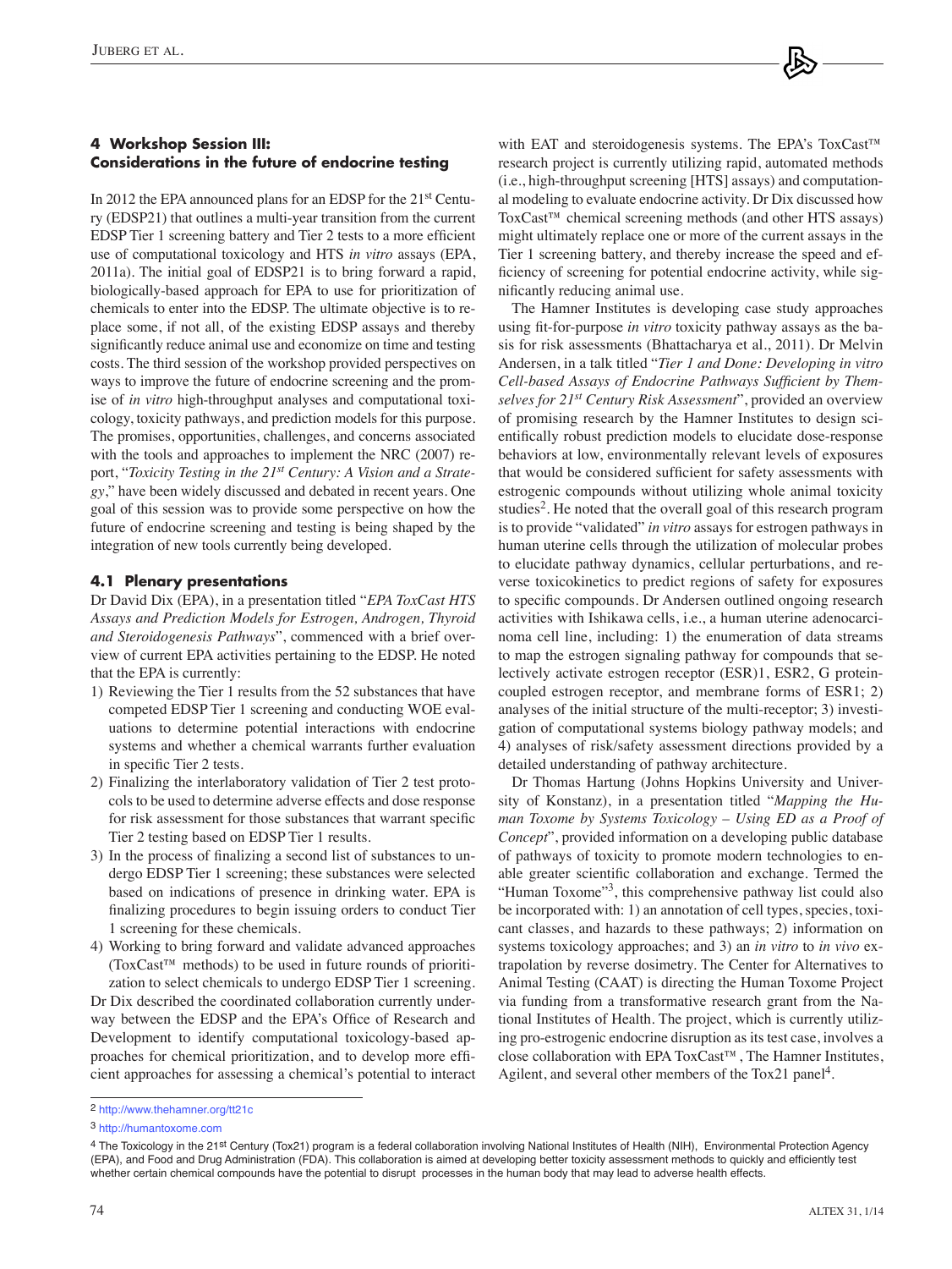## 4 Workshop Session III: Considerations in the future of endocrine testing

In 2012 the EPA announced plans for an EDSP for the 21st Century (EDSP21) that outlines a multi-year transition from the current EDSP Tier 1 screening battery and Tier 2 tests to a more efficient use of computational toxicology and HTS *in vitro* assays (EPA, 2011a). The initial goal of EDSP21 is to bring forward a rapid, biologically-based approach for EPA to use for prioritization of chemicals to enter into the EDSP. The ultimate objective is to replace some, if not all, of the existing EDSP assays and thereby significantly reduce animal use and economize on time and testing costs. The third session of the workshop provided perspectives on ways to improve the future of endocrine screening and the promise of *in vitro* high-throughput analyses and computational toxicology, toxicity pathways, and prediction models for this purpose. The promises, opportunities, challenges, and concerns associated with the tools and approaches to implement the NRC (2007) report, "*Toxicity Testing in the 21st Century: A Vision and a Strategy*," have been widely discussed and debated in recent years. One goal of this session was to provide some perspective on how the future of endocrine screening and testing is being shaped by the integration of new tools currently being developed.

### 4.1 Plenary presentations

Dr David Dix (EPA), in a presentation titled "*EPA ToxCast HTS Assays and Prediction Models for Estrogen, Androgen, Thyroid and Steroidogenesis Pathways*", commenced with a brief overview of current EPA activities pertaining to the EDSP. He noted that the EPA is currently:

1) Reviewing the Tier 1 results from the 52 substances that have competed EDSP Tier 1 screening and conducting WOE evaluations to determine potential interactions with endocrine systems and whether a chemical warrants further evaluation in specific Tier 2 tests.
2) Finalizing the interlaboratory validation of Tier 2 test protocols to be used to determine adverse effects and dose response for risk assessment for those substances that warrant specific Tier 2 testing based on EDSP Tier 1 results.
3) In the process of finalizing a second list of substances to undergo EDSP Tier 1 screening; these substances were selected based on indications of presence in drinking water. EPA is finalizing procedures to begin issuing orders to conduct Tier 1 screening for these chemicals.
4) Working to bring forward and validate advanced approaches (ToxCast™ methods) to be used in future rounds of prioritization to select chemicals to undergo EDSP Tier 1 screening.

Dr Dix described the coordinated collaboration currently underway between the EDSP and the EPA's Office of Research and Development to identify computational toxicology-based approaches for chemical prioritization, and to develop more efficient approaches for assessing a chemical's potential to interact with EAT and steroidogenesis systems. The EPA's ToxCast™ research project is currently utilizing rapid, automated methods (i.e., high-throughput screening [HTS] assays) and computational modeling to evaluate endocrine activity. Dr Dix discussed how ToxCast™ chemical screening methods (and other HTS assays) might ultimately replace one or more of the current assays in the Tier 1 screening battery, and thereby increase the speed and efficiency of screening for potential endocrine activity, while significantly reducing animal use.

The Hamner Institutes is developing case study approaches using fit-for-purpose *in vitro* toxicity pathway assays as the basis for risk assessments (Bhattacharya et al., 2011). Dr Melvin Andersen, in a talk titled "*Tier 1 and Done: Developing in vitro Cell-based Assays of Endocrine Pathways Sufficient by Themselves for 21st Century Risk Assessment*", provided an overview of promising research by the Hamner Institutes to design scientifically robust prediction models to elucidate dose-response behaviors at low, environmentally relevant levels of exposures that would be considered sufficient for safety assessments with estrogenic compounds without utilizing whole animal toxicity studies[2]. He noted that the overall goal of this research program is to provide "validated" *in vitro* assays for estrogen pathways in human uterine cells through the utilization of molecular probes to elucidate pathway dynamics, cellular perturbations, and reverse toxicokinetics to predict regions of safety for exposures to specific compounds. Dr Andersen outlined ongoing research activities with Ishikawa cells, i.e., a human uterine adenocarcinoma cell line, including: 1) the enumeration of data streams to map the estrogen signaling pathway for compounds that selectively activate estrogen receptor (ESR)1, ESR2, G protein-coupled estrogen receptor, and membrane forms of ESR1; 2) analyses of the initial structure of the multi-receptor; 3) investigation of computational systems biology pathway models; and 4) analyses of risk/safety assessment directions provided by a detailed understanding of pathway architecture.

Dr Thomas Hartung (Johns Hopkins University and University of Konstanz), in a presentation titled "*Mapping the Human Toxome by Systems Toxicology – Using ED as a Proof of Concept*", provided information on a developing public database of pathways of toxicity to promote modern technologies to enable greater scientific collaboration and exchange. Termed the "Human Toxome"[3], this comprehensive pathway list could also be incorporated with: 1) an annotation of cell types, species, toxicant classes, and hazards to these pathways; 2) information on systems toxicology approaches; and 3) an *in vitro* to *in vivo* extrapolation by reverse dosimetry. The Center for Alternatives to Animal Testing (CAAT) is directing the Human Toxome Project via funding from a transformative research grant from the National Institutes of Health. The project, which is currently utilizing pro-estrogenic endocrine disruption as its test case, involves a close collaboration with EPA ToxCast™, The Hamner Institutes, Agilent, and several other members of the Tox21 panel[4].

---

[2] http://www.thehamner.org/tt21c

[3] http://humantoxome.com

[4] The Toxicology in the 21st Century (Tox21) program is a federal collaboration involving National Institutes of Health (NIH), Environmental Protection Agency (EPA), and Food and Drug Administration (FDA). This collaboration is aimed at developing better toxicity assessment methods to quickly and efficiently test whether certain chemical compounds have the potential to disrupt processes in the human body that may lead to adverse health effects.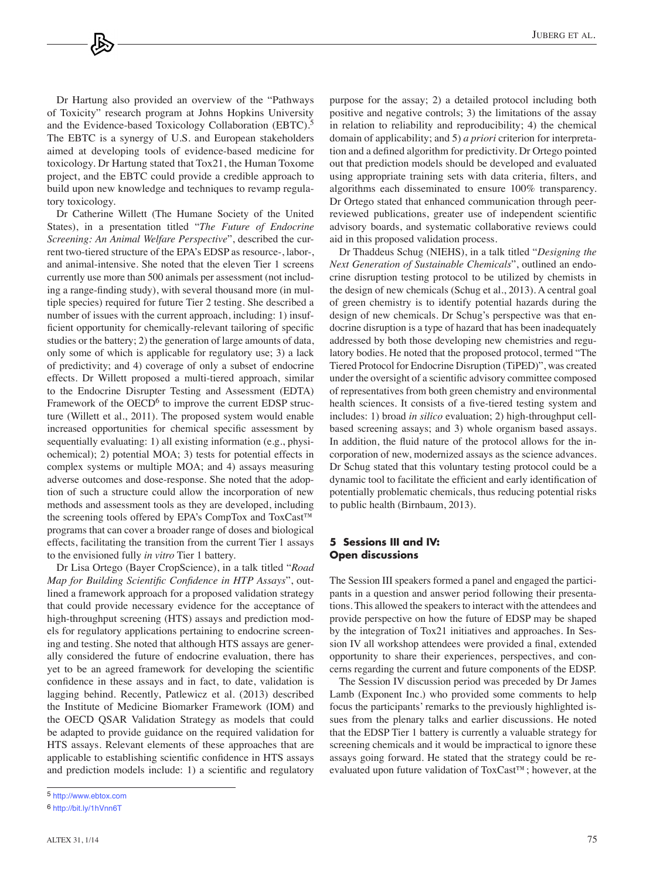Dr Hartung also provided an overview of the "Pathways of Toxicity" research program at Johns Hopkins University and the Evidence-based Toxicology Collaboration (EBTC).[5] The EBTC is a synergy of U.S. and European stakeholders aimed at developing tools of evidence-based medicine for toxicology. Dr Hartung stated that Tox21, the Human Toxome project, and the EBTC could provide a credible approach to build upon new knowledge and techniques to revamp regulatory toxicology.

Dr Catherine Willett (The Humane Society of the United States), in a presentation titled "*The Future of Endocrine Screening: An Animal Welfare Perspective*", described the current two-tiered structure of the EPA's EDSP as resource-, labor-, and animal-intensive. She noted that the eleven Tier 1 screens currently use more than 500 animals per assessment (not including a range-finding study), with several thousand more (in multiple species) required for future Tier 2 testing. She described a number of issues with the current approach, including: 1) insufficient opportunity for chemically-relevant tailoring of specific studies or the battery; 2) the generation of large amounts of data, only some of which is applicable for regulatory use; 3) a lack of predictivity; and 4) coverage of only a subset of endocrine effects. Dr Willett proposed a multi-tiered approach, similar to the Endocrine Disrupter Testing and Assessment (EDTA) Framework of the OECD[6] to improve the current EDSP structure (Willett et al., 2011). The proposed system would enable increased opportunities for chemical specific assessment by sequentially evaluating: 1) all existing information (e.g., physiochemical); 2) potential MOA; 3) tests for potential effects in complex systems or multiple MOA; and 4) assays measuring adverse outcomes and dose-response. She noted that the adoption of such a structure could allow the incorporation of new methods and assessment tools as they are developed, including the screening tools offered by EPA's CompTox and ToxCast™ programs that can cover a broader range of doses and biological effects, facilitating the transition from the current Tier 1 assays to the envisioned fully *in vitro* Tier 1 battery.

Dr Lisa Ortego (Bayer CropScience), in a talk titled "*Road Map for Building Scientific Confidence in HTP Assays*", outlined a framework approach for a proposed validation strategy that could provide necessary evidence for the acceptance of high-throughput screening (HTS) assays and prediction models for regulatory applications pertaining to endocrine screening and testing. She noted that although HTS assays are generally considered the future of endocrine evaluation, there has yet to be an agreed framework for developing the scientific confidence in these assays and in fact, to date, validation is lagging behind. Recently, Patlewicz et al. (2013) described the Institute of Medicine Biomarker Framework (IOM) and the OECD QSAR Validation Strategy as models that could be adapted to provide guidance on the required validation for HTS assays. Relevant elements of these approaches that are applicable to establishing scientific confidence in HTS assays and prediction models include: 1) a scientific and regulatory purpose for the assay; 2) a detailed protocol including both positive and negative controls; 3) the limitations of the assay in relation to reliability and reproducibility; 4) the chemical domain of applicability; and 5) *a priori* criterion for interpretation and a defined algorithm for predictivity. Dr Ortego pointed out that prediction models should be developed and evaluated using appropriate training sets with data criteria, filters, and algorithms each disseminated to ensure 100% transparency. Dr Ortego stated that enhanced communication through peer-reviewed publications, greater use of independent scientific advisory boards, and systematic collaborative reviews could aid in this proposed validation process.

Dr Thaddeus Schug (NIEHS), in a talk titled "*Designing the Next Generation of Sustainable Chemicals*", outlined an endocrine disruption testing protocol to be utilized by chemists in the design of new chemicals (Schug et al., 2013). A central goal of green chemistry is to identify potential hazards during the design of new chemicals. Dr Schug's perspective was that endocrine disruption is a type of hazard that has been inadequately addressed by both those developing new chemistries and regulatory bodies. He noted that the proposed protocol, termed "The Tiered Protocol for Endocrine Disruption (TiPED)", was created under the oversight of a scientific advisory committee composed of representatives from both green chemistry and environmental health sciences. It consists of a five-tiered testing system and includes: 1) broad *in silico* evaluation; 2) high-throughput cell-based screening assays; and 3) whole organism based assays. In addition, the fluid nature of the protocol allows for the incorporation of new, modernized assays as the science advances. Dr Schug stated that this voluntary testing protocol could be a dynamic tool to facilitate the efficient and early identification of potentially problematic chemicals, thus reducing potential risks to public health (Birnbaum, 2013).

## 5 Sessions III and IV: Open discussions

The Session III speakers formed a panel and engaged the participants in a question and answer period following their presentations. This allowed the speakers to interact with the attendees and provide perspective on how the future of EDSP may be shaped by the integration of Tox21 initiatives and approaches. In Session IV all workshop attendees were provided a final, extended opportunity to share their experiences, perspectives, and concerns regarding the current and future components of the EDSP.

The Session IV discussion period was preceded by Dr James Lamb (Exponent Inc.) who provided some comments to help focus the participants' remarks to the previously highlighted issues from the plenary talks and earlier discussions. He noted that the EDSP Tier 1 battery is currently a valuable strategy for screening chemicals and it would be impractical to ignore these assays going forward. He stated that the strategy could be re-evaluated upon future validation of ToxCast™; however, at the

[5] http://www.ebtox.com

[6] http://bit.ly/1hVnn6T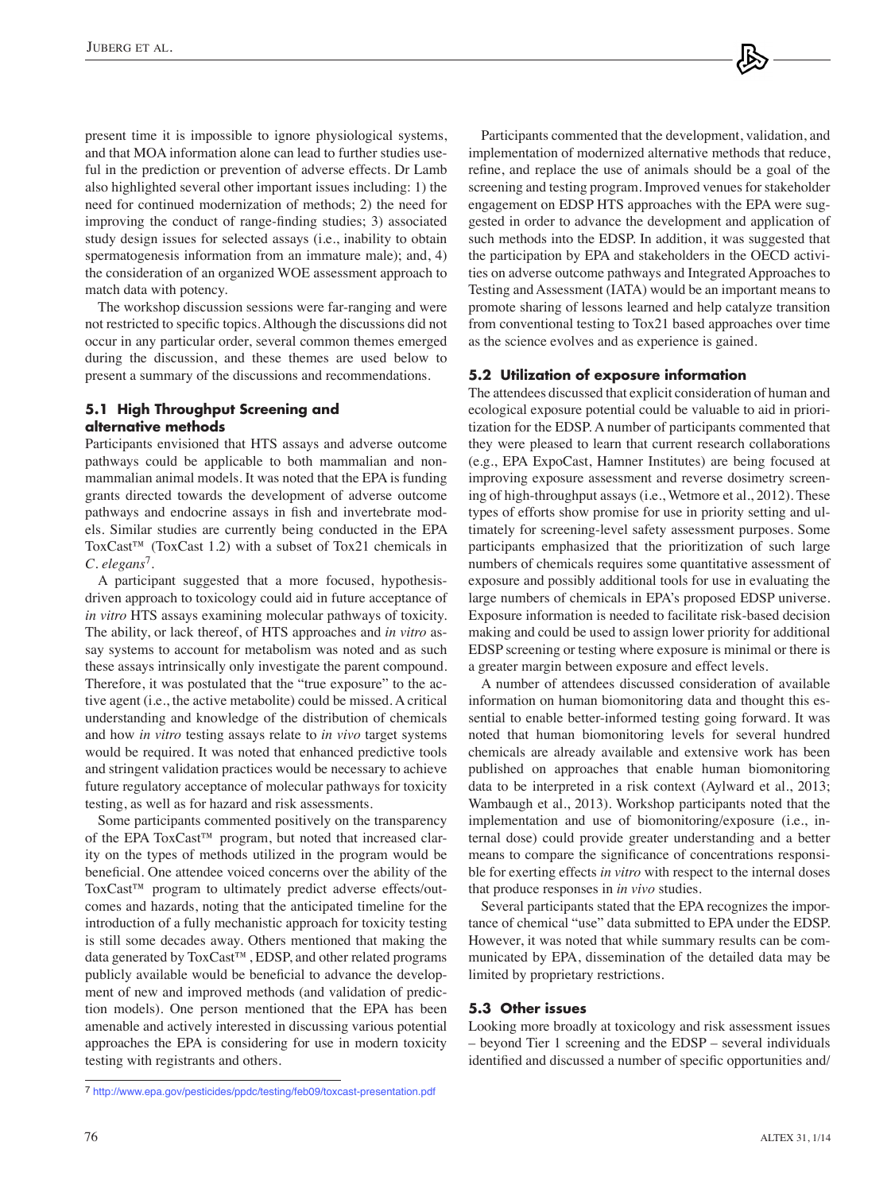present time it is impossible to ignore physiological systems, and that MOA information alone can lead to further studies useful in the prediction or prevention of adverse effects. Dr Lamb also highlighted several other important issues including: 1) the need for continued modernization of methods; 2) the need for improving the conduct of range-finding studies; 3) associated study design issues for selected assays (i.e., inability to obtain spermatogenesis information from an immature male); and, 4) the consideration of an organized WOE assessment approach to match data with potency.

The workshop discussion sessions were far-ranging and were not restricted to specific topics. Although the discussions did not occur in any particular order, several common themes emerged during the discussion, and these themes are used below to present a summary of the discussions and recommendations.

### 5.1 High Throughput Screening and alternative methods

Participants envisioned that HTS assays and adverse outcome pathways could be applicable to both mammalian and non-mammalian animal models. It was noted that the EPA is funding grants directed towards the development of adverse outcome pathways and endocrine assays in fish and invertebrate models. Similar studies are currently being conducted in the EPA ToxCast™ (ToxCast 1.2) with a subset of Tox21 chemicals in *C. elegans*[7].

A participant suggested that a more focused, hypothesis-driven approach to toxicology could aid in future acceptance of *in vitro* HTS assays examining molecular pathways of toxicity. The ability, or lack thereof, of HTS approaches and *in vitro* assay systems to account for metabolism was noted and as such these assays intrinsically only investigate the parent compound. Therefore, it was postulated that the "true exposure" to the active agent (i.e., the active metabolite) could be missed. A critical understanding and knowledge of the distribution of chemicals and how *in vitro* testing assays relate to *in vivo* target systems would be required. It was noted that enhanced predictive tools and stringent validation practices would be necessary to achieve future regulatory acceptance of molecular pathways for toxicity testing, as well as for hazard and risk assessments.

Some participants commented positively on the transparency of the EPA ToxCast™ program, but noted that increased clarity on the types of methods utilized in the program would be beneficial. One attendee voiced concerns over the ability of the ToxCast™ program to ultimately predict adverse effects/outcomes and hazards, noting that the anticipated timeline for the introduction of a fully mechanistic approach for toxicity testing is still some decades away. Others mentioned that making the data generated by ToxCast™ , EDSP, and other related programs publicly available would be beneficial to advance the development of new and improved methods (and validation of prediction models). One person mentioned that the EPA has been amenable and actively interested in discussing various potential approaches the EPA is considering for use in modern toxicity testing with registrants and others.

Participants commented that the development, validation, and implementation of modernized alternative methods that reduce, refine, and replace the use of animals should be a goal of the screening and testing program. Improved venues for stakeholder engagement on EDSP HTS approaches with the EPA were suggested in order to advance the development and application of such methods into the EDSP. In addition, it was suggested that the participation by EPA and stakeholders in the OECD activities on adverse outcome pathways and Integrated Approaches to Testing and Assessment (IATA) would be an important means to promote sharing of lessons learned and help catalyze transition from conventional testing to Tox21 based approaches over time as the science evolves and as experience is gained.

### 5.2 Utilization of exposure information

The attendees discussed that explicit consideration of human and ecological exposure potential could be valuable to aid in prioritization for the EDSP. A number of participants commented that they were pleased to learn that current research collaborations (e.g., EPA ExpoCast, Hamner Institutes) are being focused at improving exposure assessment and reverse dosimetry screening of high-throughput assays (i.e., Wetmore et al., 2012). These types of efforts show promise for use in priority setting and ultimately for screening-level safety assessment purposes. Some participants emphasized that the prioritization of such large numbers of chemicals requires some quantitative assessment of exposure and possibly additional tools for use in evaluating the large numbers of chemicals in EPA's proposed EDSP universe. Exposure information is needed to facilitate risk-based decision making and could be used to assign lower priority for additional EDSP screening or testing where exposure is minimal or there is a greater margin between exposure and effect levels.

A number of attendees discussed consideration of available information on human biomonitoring data and thought this essential to enable better-informed testing going forward. It was noted that human biomonitoring levels for several hundred chemicals are already available and extensive work has been published on approaches that enable human biomonitoring data to be interpreted in a risk context (Aylward et al., 2013; Wambaugh et al., 2013). Workshop participants noted that the implementation and use of biomonitoring/exposure (i.e., internal dose) could provide greater understanding and a better means to compare the significance of concentrations responsible for exerting effects *in vitro* with respect to the internal doses that produce responses in *in vivo* studies.

Several participants stated that the EPA recognizes the importance of chemical "use" data submitted to EPA under the EDSP. However, it was noted that while summary results can be communicated by EPA, dissemination of the detailed data may be limited by proprietary restrictions.

### 5.3 Other issues

Looking more broadly at toxicology and risk assessment issues – beyond Tier 1 screening and the EDSP – several individuals identified and discussed a number of specific opportunities and/

---

[7] http://www.epa.gov/pesticides/ppdc/testing/feb09/toxcast-presentation.pdf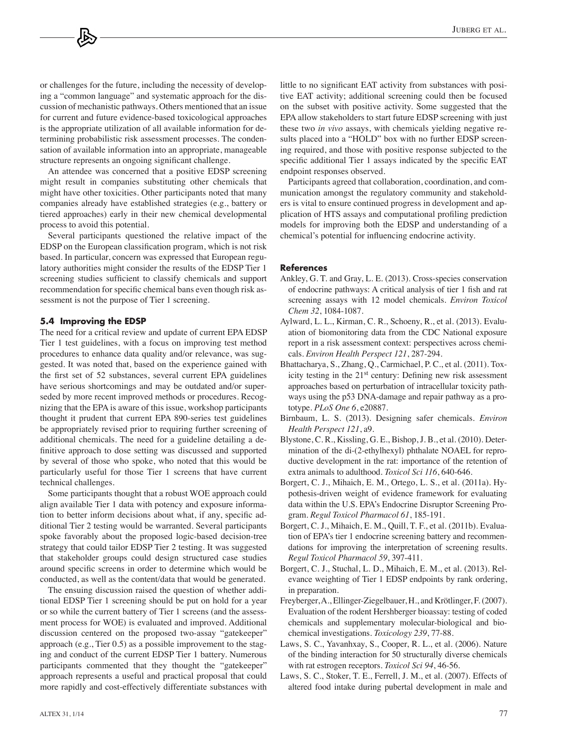or challenges for the future, including the necessity of developing a "common language" and systematic approach for the discussion of mechanistic pathways. Others mentioned that an issue for current and future evidence-based toxicological approaches is the appropriate utilization of all available information for determining probabilistic risk assessment processes. The condensation of available information into an appropriate, manageable structure represents an ongoing significant challenge.

An attendee was concerned that a positive EDSP screening might result in companies substituting other chemicals that might have other toxicities. Other participants noted that many companies already have established strategies (e.g., battery or tiered approaches) early in their new chemical developmental process to avoid this potential.

Several participants questioned the relative impact of the EDSP on the European classification program, which is not risk based. In particular, concern was expressed that European regulatory authorities might consider the results of the EDSP Tier 1 screening studies sufficient to classify chemicals and support recommendation for specific chemical bans even though risk assessment is not the purpose of Tier 1 screening.

### 5.4 Improving the EDSP

The need for a critical review and update of current EPA EDSP Tier 1 test guidelines, with a focus on improving test method procedures to enhance data quality and/or relevance, was suggested. It was noted that, based on the experience gained with the first set of 52 substances, several current EPA guidelines have serious shortcomings and may be outdated and/or superseded by more recent improved methods or procedures. Recognizing that the EPA is aware of this issue, workshop participants thought it prudent that current EPA 890-series test guidelines be appropriately revised prior to requiring further screening of additional chemicals. The need for a guideline detailing a definitive approach to dose setting was discussed and supported by several of those who spoke, who noted that this would be particularly useful for those Tier 1 screens that have current technical challenges.

Some participants thought that a robust WOE approach could align available Tier 1 data with potency and exposure information to better inform decisions about what, if any, specific additional Tier 2 testing would be warranted. Several participants spoke favorably about the proposed logic-based decision-tree strategy that could tailor EDSP Tier 2 testing. It was suggested that stakeholder groups could design structured case studies around specific screens in order to determine which would be conducted, as well as the content/data that would be generated.

The ensuing discussion raised the question of whether additional EDSP Tier 1 screening should be put on hold for a year or so while the current battery of Tier 1 screens (and the assessment process for WOE) is evaluated and improved. Additional discussion centered on the proposed two-assay "gatekeeper" approach (e.g., Tier 0.5) as a possible improvement to the staging and conduct of the current EDSP Tier 1 battery. Numerous participants commented that they thought the "gatekeeper" approach represents a useful and practical proposal that could more rapidly and cost-effectively differentiate substances with little to no significant EAT activity from substances with positive EAT activity; additional screening could then be focused on the subset with positive activity. Some suggested that the EPA allow stakeholders to start future EDSP screening with just these two *in vivo* assays, with chemicals yielding negative results placed into a "HOLD" box with no further EDSP screening required, and those with positive response subjected to the specific additional Tier 1 assays indicated by the specific EAT endpoint responses observed.

Participants agreed that collaboration, coordination, and communication amongst the regulatory community and stakeholders is vital to ensure continued progress in development and application of HTS assays and computational profiling prediction models for improving both the EDSP and understanding of a chemical's potential for influencing endocrine activity.

### References

Ankley, G. T. and Gray, L. E. (2013). Cross-species conservation of endocrine pathways: A critical analysis of tier 1 fish and rat screening assays with 12 model chemicals. *Environ Toxicol Chem 32*, 1084-1087.

Aylward, L. L., Kirman, C. R., Schoeny, R., et al. (2013). Evaluation of biomonitoring data from the CDC National exposure report in a risk assessment context: perspectives across chemicals. *Environ Health Perspect 121*, 287-294.

Bhattacharya, S., Zhang, Q., Carmichael, P. C., et al. (2011). Toxicity testing in the 21st century: Defining new risk assessment approaches based on perturbation of intracellular toxicity pathways using the p53 DNA-damage and repair pathway as a prototype. *PLoS One 6*, e20887.

Birnbaum, L. S. (2013). Designing safer chemicals. *Environ Health Perspect 121*, a9.

Blystone, C. R., Kissling, G. E., Bishop, J. B., et al. (2010). Determination of the di-(2-ethylhexyl) phthalate NOAEL for reproductive development in the rat: importance of the retention of extra animals to adulthood. *Toxicol Sci 116*, 640-646.

Borgert, C. J., Mihaich, E. M., Ortego, L. S., et al. (2011a). Hypothesis-driven weight of evidence framework for evaluating data within the U.S. EPA's Endocrine Disruptor Screening Program. *Regul Toxicol Pharmacol 61*, 185-191.

Borgert, C. J., Mihaich, E. M., Quill, T. F., et al. (2011b). Evaluation of EPA's tier 1 endocrine screening battery and recommendations for improving the interpretation of screening results. *Regul Toxicol Pharmacol 59*, 397-411.

Borgert, C. J., Stuchal, L. D., Mihaich, E. M., et al. (2013). Relevance weighting of Tier 1 EDSP endpoints by rank ordering, in preparation.

Freyberger, A., Ellinger-Ziegelbauer, H., and Krötlinger, F. (2007). Evaluation of the rodent Hershberger bioassay: testing of coded chemicals and supplementary molecular-biological and biochemical investigations. *Toxicology 239*, 77-88.

Laws, S. C., Yavanhxay, S., Cooper, R. L., et al. (2006). Nature of the binding interaction for 50 structurally diverse chemicals with rat estrogen receptors. *Toxicol Sci 94*, 46-56.

Laws, S. C., Stoker, T. E., Ferrell, J. M., et al. (2007). Effects of altered food intake during pubertal development in male and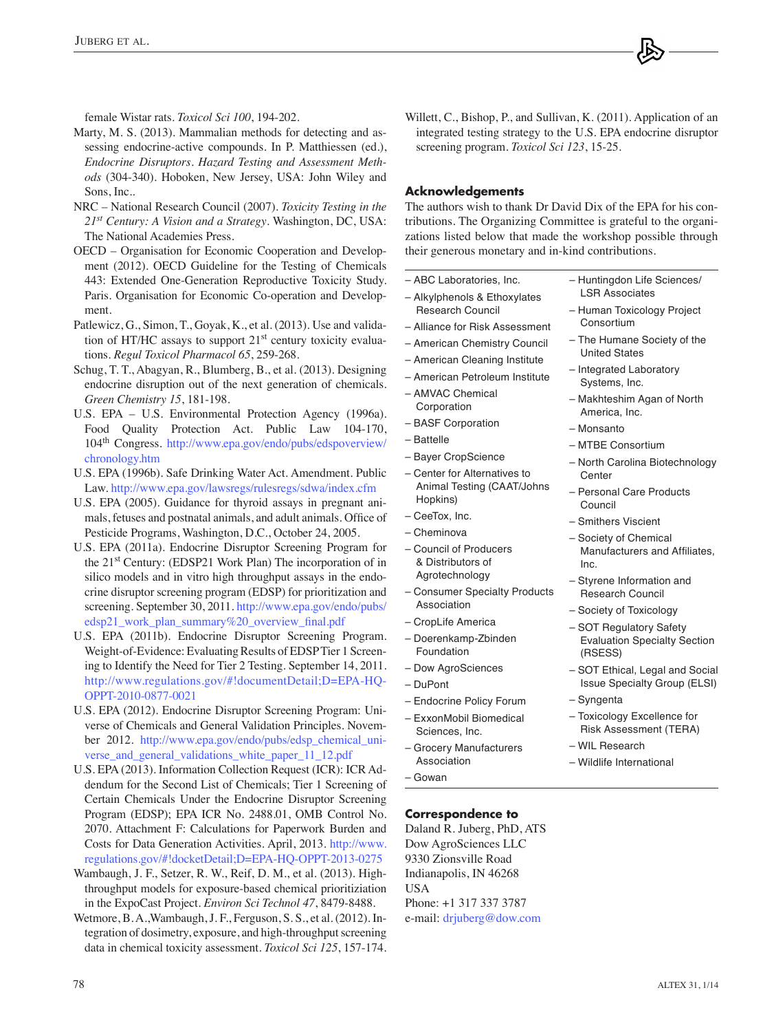female Wistar rats. *Toxicol Sci 100*, 194-202.

Marty, M. S. (2013). Mammalian methods for detecting and assessing endocrine-active compounds. In P. Matthiessen (ed.), *Endocrine Disruptors. Hazard Testing and Assessment Methods* (304-340). Hoboken, New Jersey, USA: John Wiley and Sons, Inc..

NRC – National Research Council (2007). *Toxicity Testing in the 21st Century: A Vision and a Strategy*. Washington, DC, USA: The National Academies Press.

OECD – Organisation for Economic Cooperation and Development (2012). OECD Guideline for the Testing of Chemicals 443: Extended One-Generation Reproductive Toxicity Study. Paris. Organisation for Economic Co-operation and Development.

Patlewicz, G., Simon, T., Goyak, K., et al. (2013). Use and validation of HT/HC assays to support 21st century toxicity evaluations. *Regul Toxicol Pharmacol 65*, 259-268.

Schug, T. T., Abagyan, R., Blumberg, B., et al. (2013). Designing endocrine disruption out of the next generation of chemicals. *Green Chemistry 15*, 181-198.

U.S. EPA – U.S. Environmental Protection Agency (1996a). Food Quality Protection Act. Public Law 104-170, 104th Congress. http://www.epa.gov/endo/pubs/edspoverview/chronology.htm

U.S. EPA (1996b). Safe Drinking Water Act. Amendment. Public Law. http://www.epa.gov/lawsregs/rulesregs/sdwa/index.cfm

U.S. EPA (2005). Guidance for thyroid assays in pregnant animals, fetuses and postnatal animals, and adult animals. Office of Pesticide Programs, Washington, D.C., October 24, 2005.

U.S. EPA (2011a). Endocrine Disruptor Screening Program for the 21st Century: (EDSP21 Work Plan) The incorporation of in silico models and in vitro high throughput assays in the endocrine disruptor screening program (EDSP) for prioritization and screening. September 30, 2011. http://www.epa.gov/endo/pubs/edsp21_work_plan_summary%20_overview_final.pdf

U.S. EPA (2011b). Endocrine Disruptor Screening Program. Weight-of-Evidence: Evaluating Results of EDSP Tier 1 Screening to Identify the Need for Tier 2 Testing. September 14, 2011. http://www.regulations.gov/#!documentDetail;D=EPA-HQ-OPPT-2010-0877-0021

U.S. EPA (2012). Endocrine Disruptor Screening Program: Universe of Chemicals and General Validation Principles. November 2012. http://www.epa.gov/endo/pubs/edsp_chemical_universe_and_general_validations_white_paper_11_12.pdf

U.S. EPA (2013). Information Collection Request (ICR): ICR Addendum for the Second List of Chemicals; Tier 1 Screening of Certain Chemicals Under the Endocrine Disruptor Screening Program (EDSP); EPA ICR No. 2488.01, OMB Control No. 2070. Attachment F: Calculations for Paperwork Burden and Costs for Data Generation Activities. April, 2013. http://www.regulations.gov/#!docketDetail;D=EPA-HQ-OPPT-2013-0275

Wambaugh, J. F., Setzer, R. W., Reif, D. M., et al. (2013). High-throughput models for exposure-based chemical prioritiziation in the ExpoCast Project. *Environ Sci Technol 47*, 8479-8488.

Wetmore, B. A., Wambaugh, J. F., Ferguson, S. S., et al. (2012). Integration of dosimetry, exposure, and high-throughput screening data in chemical toxicity assessment. *Toxicol Sci 125*, 157-174.

Willett, C., Bishop, P., and Sullivan, K. (2011). Application of an integrated testing strategy to the U.S. EPA endocrine disruptor screening program. *Toxicol Sci 123*, 15-25.

## Acknowledgements

The authors wish to thank Dr David Dix of the EPA for his contributions. The Organizing Committee is grateful to the organizations listed below that made the workshop possible through their generous monetary and in-kind contributions.

- ABC Laboratories, Inc.
- Alkylphenols & Ethoxylates Research Council
- Alliance for Risk Assessment
- American Chemistry Council
- American Cleaning Institute
- American Petroleum Institute
- AMVAC Chemical Corporation
- BASF Corporation
- Battelle
- Bayer CropScience
- Center for Alternatives to Animal Testing (CAAT/Johns Hopkins)
- CeeTox, Inc.
- Cheminova
- Council of Producers & Distributors of Agrotechnology
- Consumer Specialty Products Association
- CropLife America
- Doerenkamp-Zbinden Foundation
- Dow AgroSciences
- DuPont
- Endocrine Policy Forum
- ExxonMobil Biomedical Sciences, Inc.
- Grocery Manufacturers Association
- Gowan
- Huntingdon Life Sciences/ LSR Associates
- Human Toxicology Project Consortium
- The Humane Society of the United States
- Integrated Laboratory Systems, Inc.
- Makhteshim Agan of North America, Inc.
- Monsanto
- MTBE Consortium
- North Carolina Biotechnology Center
- Personal Care Products Council
- Smithers Viscient
- Society of Chemical Manufacturers and Affiliates, Inc.
- Styrene Information and Research Council
- Society of Toxicology
- SOT Regulatory Safety Evaluation Specialty Section (RSESS)
- SOT Ethical, Legal and Social Issue Specialty Group (ELSI)
- Syngenta
- Toxicology Excellence for Risk Assessment (TERA)
- WIL Research
- Wildlife International

## Correspondence to

Daland R. Juberg, PhD, ATS
Dow AgroSciences LLC
9330 Zionsville Road
Indianapolis, IN 46268
USA
Phone: +1 317 337 3787
e-mail: drjuberg@dow.com